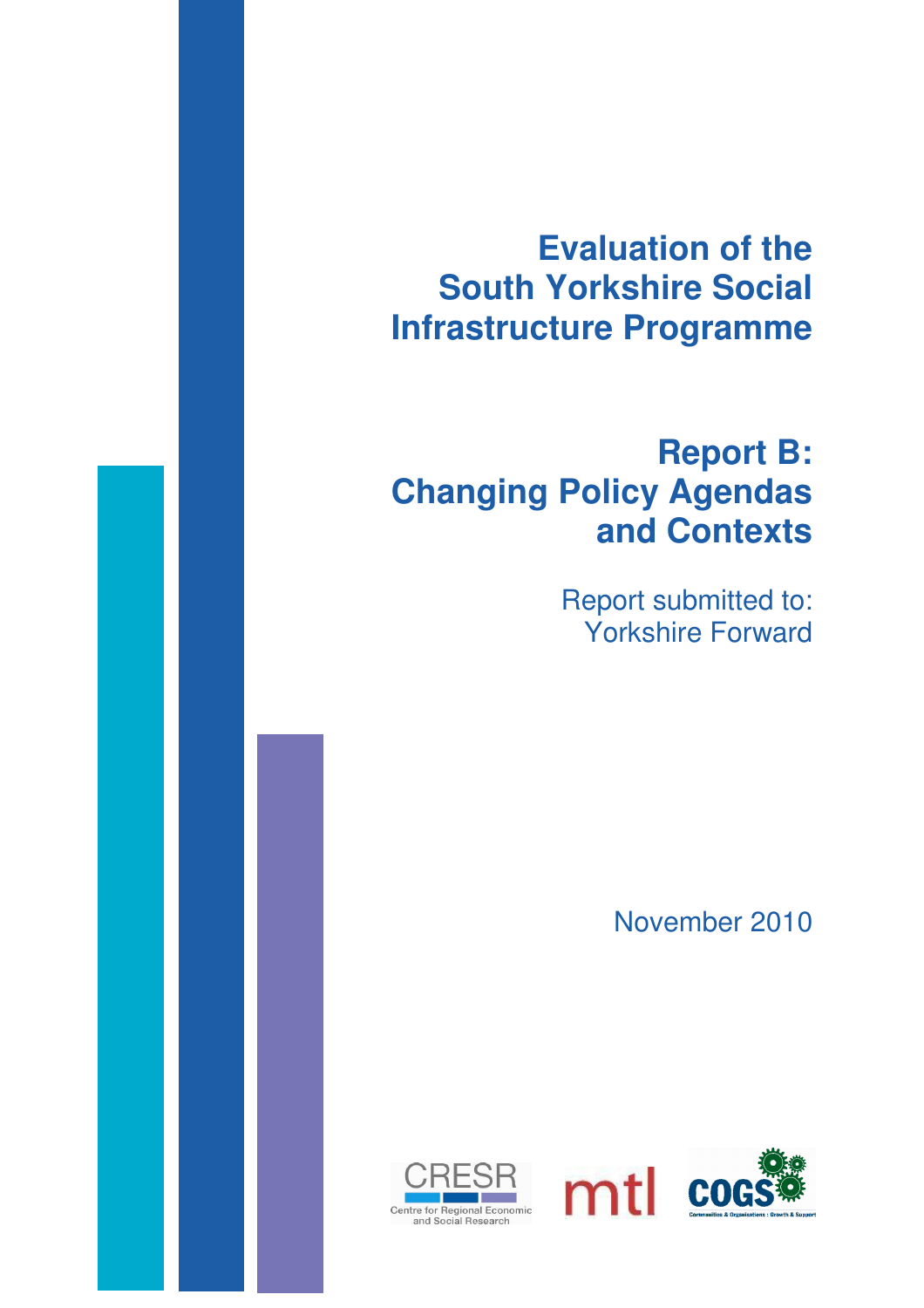# Evaluation of the South Yorkshire Social Infrastructure Programme

## Report B: Changing Policy Agendas and Contexts

Report submitted to:
Yorkshire Forward

November 2010

CRESR
Centre for Regional Economic and Social Research

mtl

COGS
Communities & Organisations : Growth & Support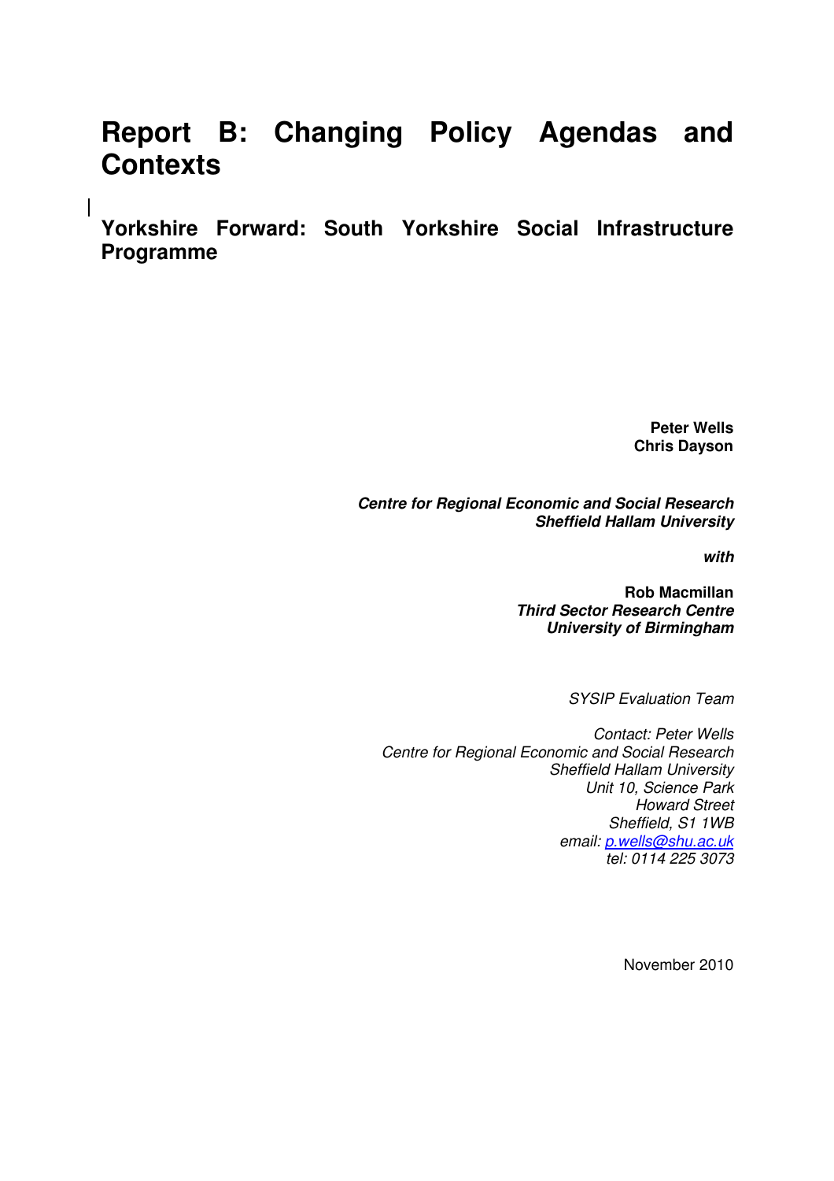# Report B: Changing Policy Agendas and Contexts

## Yorkshire Forward: South Yorkshire Social Infrastructure Programme

**Peter Wells**
**Chris Dayson**

***Centre for Regional Economic and Social Research***
***Sheffield Hallam University***

***with***

**Rob Macmillan**
***Third Sector Research Centre***
***University of Birmingham***

*SYSIP Evaluation Team*

*Contact: Peter Wells*
*Centre for Regional Economic and Social Research*
*Sheffield Hallam University*
*Unit 10, Science Park*
*Howard Street*
*Sheffield, S1 1WB*
*email: p.wells@shu.ac.uk*
*tel: 0114 225 3073*

November 2010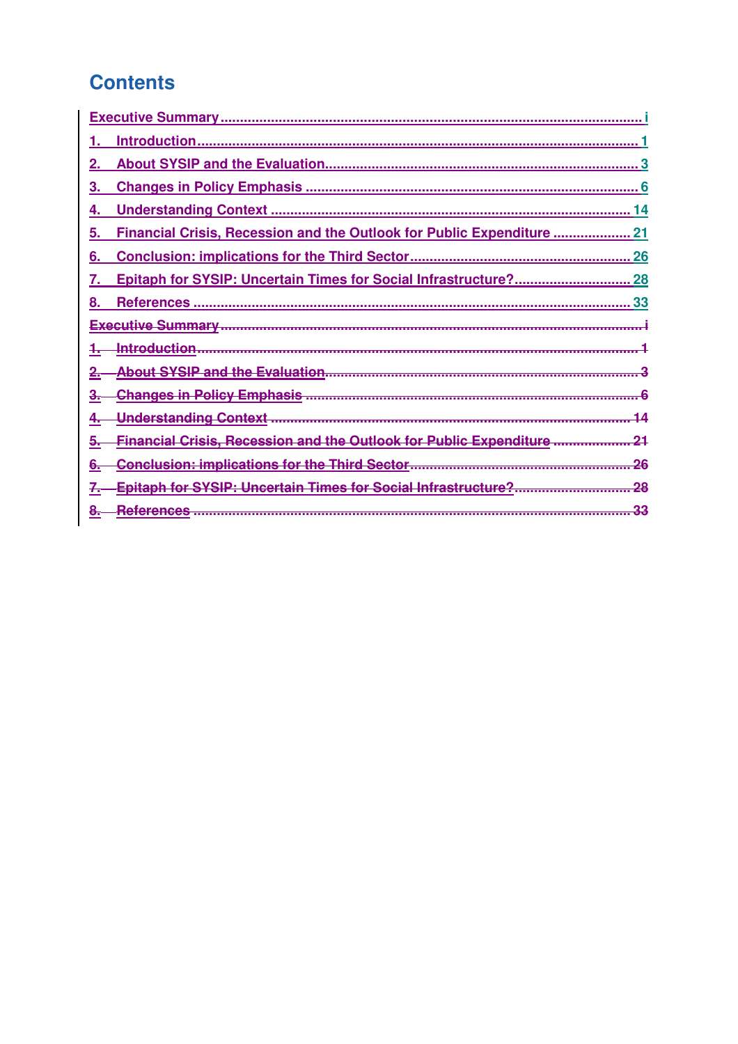## Contents

Executive Summary ........................................................................................................ i

1. Introduction .............................................................................................................. 1

2. About SYSIP and the Evaluation ............................................................................. 3

3. Changes in Policy Emphasis ................................................................................... 6

4. Understanding Context .......................................................................................... 14

5. Financial Crisis, Recession and the Outlook for Public Expenditure .................... 21

6. Conclusion: implications for the Third Sector ........................................................ 26

7. Epitaph for SYSIP: Uncertain Times for Social Infrastructure? ............................ 28

8. References ............................................................................................................. 33

~~Executive Summary ........................................................................................................ i~~

~~1. Introduction .............................................................................................................. 1~~

~~2. About SYSIP and the Evaluation ............................................................................. 3~~

~~3. Changes in Policy Emphasis ................................................................................... 6~~

~~4. Understanding Context .......................................................................................... 14~~

~~5. Financial Crisis, Recession and the Outlook for Public Expenditure .................... 21~~

~~6. Conclusion: implications for the Third Sector ........................................................ 26~~

~~7. Epitaph for SYSIP: Uncertain Times for Social Infrastructure? ............................ 28~~

~~8. References ............................................................................................................. 33~~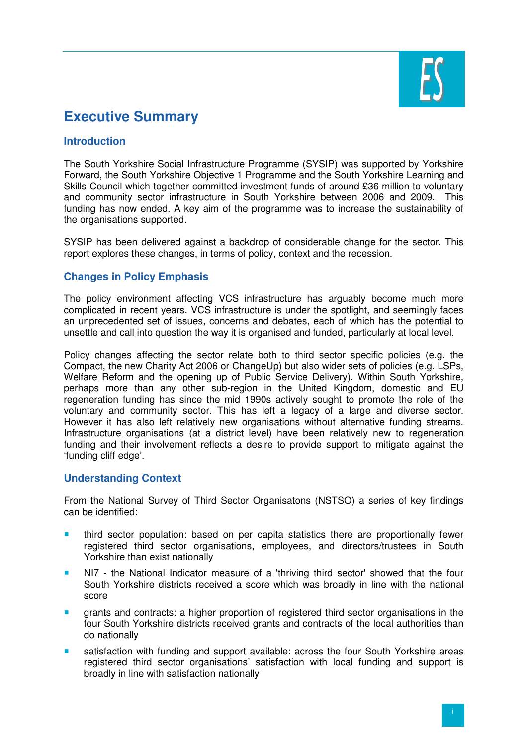# Executive Summary

## Introduction

The South Yorkshire Social Infrastructure Programme (SYSIP) was supported by Yorkshire Forward, the South Yorkshire Objective 1 Programme and the South Yorkshire Learning and Skills Council which together committed investment funds of around £36 million to voluntary and community sector infrastructure in South Yorkshire between 2006 and 2009. This funding has now ended. A key aim of the programme was to increase the sustainability of the organisations supported.

SYSIP has been delivered against a backdrop of considerable change for the sector. This report explores these changes, in terms of policy, context and the recession.

## Changes in Policy Emphasis

The policy environment affecting VCS infrastructure has arguably become much more complicated in recent years. VCS infrastructure is under the spotlight, and seemingly faces an unprecedented set of issues, concerns and debates, each of which has the potential to unsettle and call into question the way it is organised and funded, particularly at local level.

Policy changes affecting the sector relate both to third sector specific policies (e.g. the Compact, the new Charity Act 2006 or ChangeUp) but also wider sets of policies (e.g. LSPs, Welfare Reform and the opening up of Public Service Delivery). Within South Yorkshire, perhaps more than any other sub-region in the United Kingdom, domestic and EU regeneration funding has since the mid 1990s actively sought to promote the role of the voluntary and community sector. This has left a legacy of a large and diverse sector. However it has also left relatively new organisations without alternative funding streams. Infrastructure organisations (at a district level) have been relatively new to regeneration funding and their involvement reflects a desire to provide support to mitigate against the 'funding cliff edge'.

## Understanding Context

From the National Survey of Third Sector Organisatons (NSTSO) a series of key findings can be identified:

- third sector population: based on per capita statistics there are proportionally fewer registered third sector organisations, employees, and directors/trustees in South Yorkshire than exist nationally
- NI7 - the National Indicator measure of a 'thriving third sector' showed that the four South Yorkshire districts received a score which was broadly in line with the national score
- grants and contracts: a higher proportion of registered third sector organisations in the four South Yorkshire districts received grants and contracts of the local authorities than do nationally
- satisfaction with funding and support available: across the four South Yorkshire areas registered third sector organisations' satisfaction with local funding and support is broadly in line with satisfaction nationally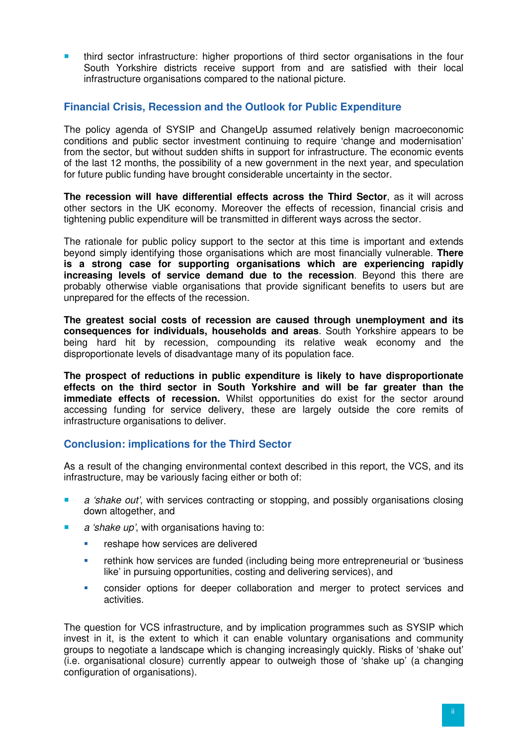- third sector infrastructure: higher proportions of third sector organisations in the four South Yorkshire districts receive support from and are satisfied with their local infrastructure organisations compared to the national picture.

## Financial Crisis, Recession and the Outlook for Public Expenditure

The policy agenda of SYSIP and ChangeUp assumed relatively benign macroeconomic conditions and public sector investment continuing to require 'change and modernisation' from the sector, but without sudden shifts in support for infrastructure. The economic events of the last 12 months, the possibility of a new government in the next year, and speculation for future public funding have brought considerable uncertainty in the sector.

**The recession will have differential effects across the Third Sector**, as it will across other sectors in the UK economy. Moreover the effects of recession, financial crisis and tightening public expenditure will be transmitted in different ways across the sector.

The rationale for public policy support to the sector at this time is important and extends beyond simply identifying those organisations which are most financially vulnerable. **There is a strong case for supporting organisations which are experiencing rapidly increasing levels of service demand due to the recession**. Beyond this there are probably otherwise viable organisations that provide significant benefits to users but are unprepared for the effects of the recession.

**The greatest social costs of recession are caused through unemployment and its consequences for individuals, households and areas**. South Yorkshire appears to be being hard hit by recession, compounding its relative weak economy and the disproportionate levels of disadvantage many of its population face.

**The prospect of reductions in public expenditure is likely to have disproportionate effects on the third sector in South Yorkshire and will be far greater than the immediate effects of recession.** Whilst opportunities do exist for the sector around accessing funding for service delivery, these are largely outside the core remits of infrastructure organisations to deliver.

## Conclusion: implications for the Third Sector

As a result of the changing environmental context described in this report, the VCS, and its infrastructure, may be variously facing either or both of:

- *a 'shake out'*, with services contracting or stopping, and possibly organisations closing down altogether, and
- *a 'shake up'*, with organisations having to:
  - reshape how services are delivered
  - rethink how services are funded (including being more entrepreneurial or 'business like' in pursuing opportunities, costing and delivering services), and
  - consider options for deeper collaboration and merger to protect services and activities.

The question for VCS infrastructure, and by implication programmes such as SYSIP which invest in it, is the extent to which it can enable voluntary organisations and community groups to negotiate a landscape which is changing increasingly quickly. Risks of 'shake out' (i.e. organisational closure) currently appear to outweigh those of 'shake up' (a changing configuration of organisations).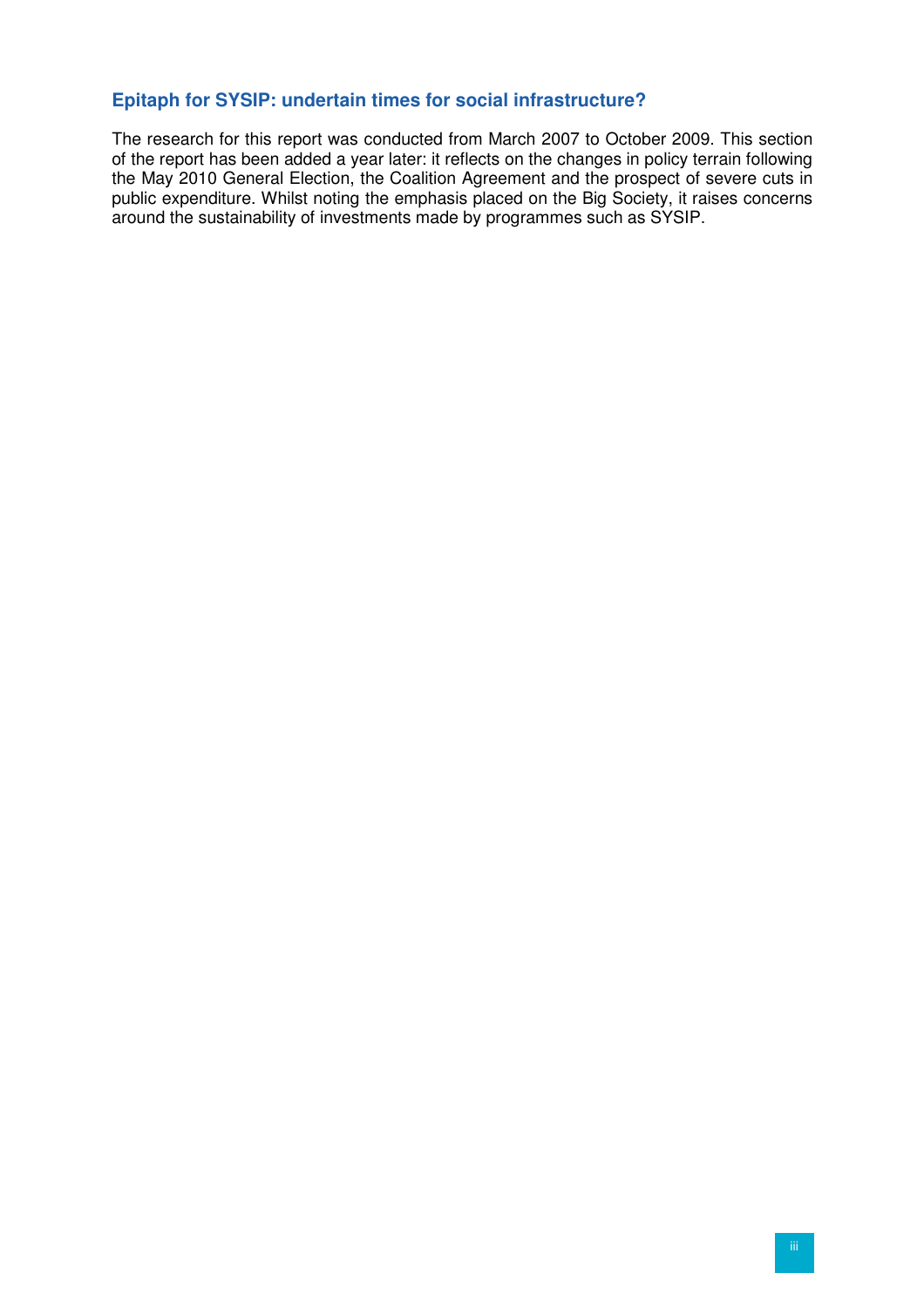### Epitaph for SYSIP: undertain times for social infrastructure?

The research for this report was conducted from March 2007 to October 2009. This section of the report has been added a year later: it reflects on the changes in policy terrain following the May 2010 General Election, the Coalition Agreement and the prospect of severe cuts in public expenditure. Whilst noting the emphasis placed on the Big Society, it raises concerns around the sustainability of investments made by programmes such as SYSIP.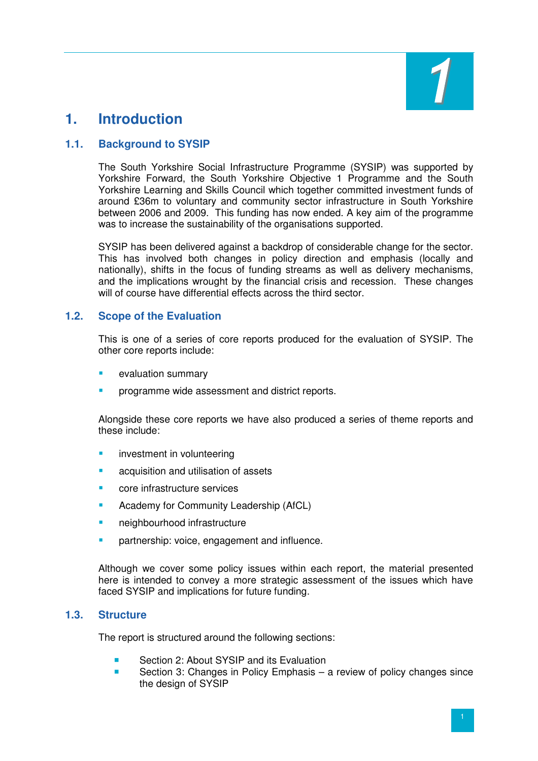# 1. Introduction

## 1.1. Background to SYSIP

The South Yorkshire Social Infrastructure Programme (SYSIP) was supported by Yorkshire Forward, the South Yorkshire Objective 1 Programme and the South Yorkshire Learning and Skills Council which together committed investment funds of around £36m to voluntary and community sector infrastructure in South Yorkshire between 2006 and 2009. This funding has now ended. A key aim of the programme was to increase the sustainability of the organisations supported.

SYSIP has been delivered against a backdrop of considerable change for the sector. This has involved both changes in policy direction and emphasis (locally and nationally), shifts in the focus of funding streams as well as delivery mechanisms, and the implications wrought by the financial crisis and recession. These changes will of course have differential effects across the third sector.

## 1.2. Scope of the Evaluation

This is one of a series of core reports produced for the evaluation of SYSIP. The other core reports include:

- evaluation summary
- programme wide assessment and district reports.

Alongside these core reports we have also produced a series of theme reports and these include:

- investment in volunteering
- acquisition and utilisation of assets
- core infrastructure services
- Academy for Community Leadership (AfCL)
- neighbourhood infrastructure
- partnership: voice, engagement and influence.

Although we cover some policy issues within each report, the material presented here is intended to convey a more strategic assessment of the issues which have faced SYSIP and implications for future funding.

## 1.3. Structure

The report is structured around the following sections:

- Section 2: About SYSIP and its Evaluation
- Section 3: Changes in Policy Emphasis – a review of policy changes since the design of SYSIP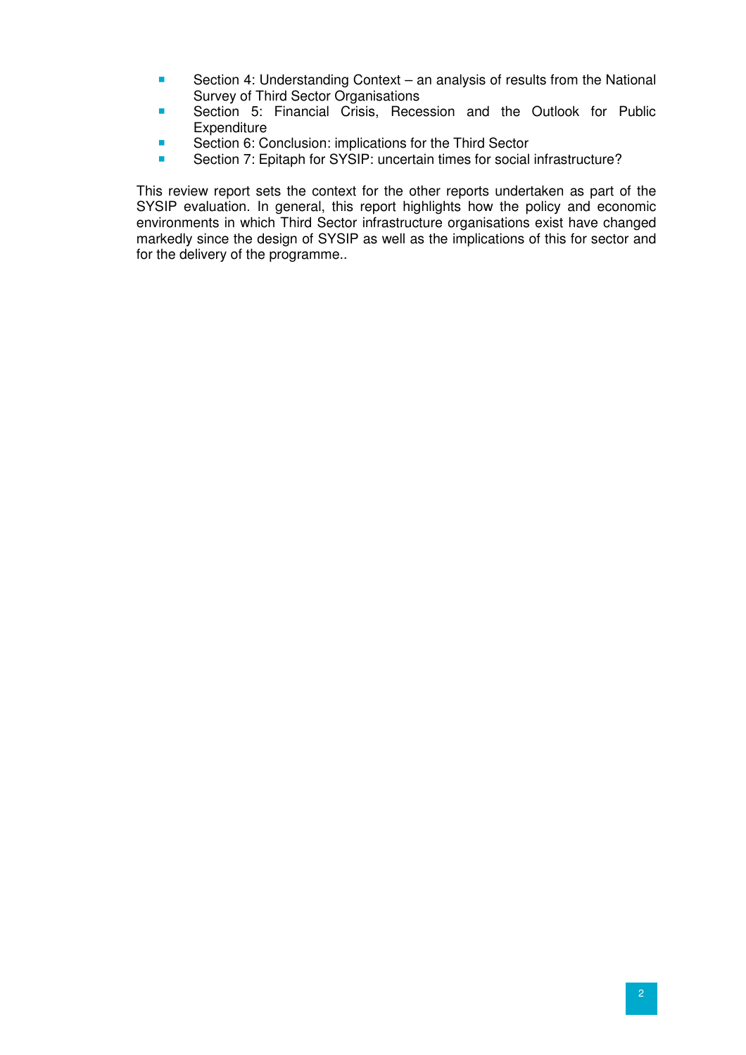- Section 4: Understanding Context – an analysis of results from the National Survey of Third Sector Organisations
- Section 5: Financial Crisis, Recession and the Outlook for Public Expenditure
- Section 6: Conclusion: implications for the Third Sector
- Section 7: Epitaph for SYSIP: uncertain times for social infrastructure?

This review report sets the context for the other reports undertaken as part of the SYSIP evaluation. In general, this report highlights how the policy and economic environments in which Third Sector infrastructure organisations exist have changed markedly since the design of SYSIP as well as the implications of this for sector and for the delivery of the programme..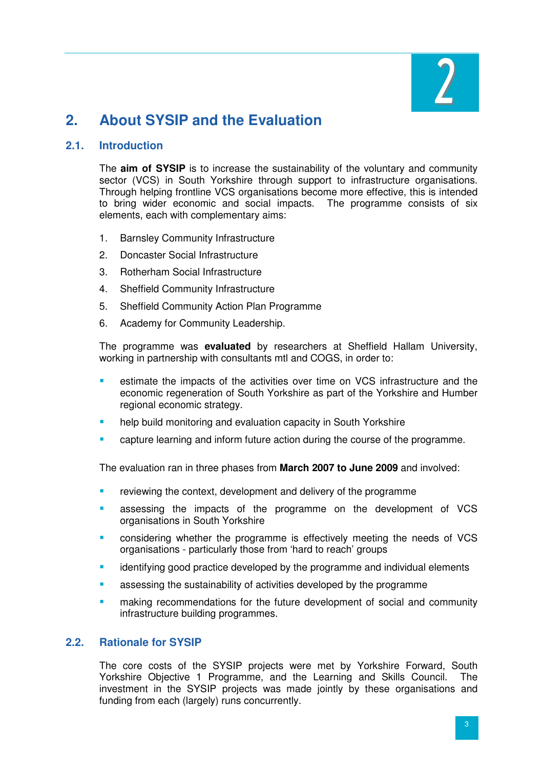# 2. About SYSIP and the Evaluation

## 2.1. Introduction

The **aim of SYSIP** is to increase the sustainability of the voluntary and community sector (VCS) in South Yorkshire through support to infrastructure organisations. Through helping frontline VCS organisations become more effective, this is intended to bring wider economic and social impacts. The programme consists of six elements, each with complementary aims:

1. Barnsley Community Infrastructure
2. Doncaster Social Infrastructure
3. Rotherham Social Infrastructure
4. Sheffield Community Infrastructure
5. Sheffield Community Action Plan Programme
6. Academy for Community Leadership.

The programme was **evaluated** by researchers at Sheffield Hallam University, working in partnership with consultants mtl and COGS, in order to:

- estimate the impacts of the activities over time on VCS infrastructure and the economic regeneration of South Yorkshire as part of the Yorkshire and Humber regional economic strategy.
- help build monitoring and evaluation capacity in South Yorkshire
- capture learning and inform future action during the course of the programme.

The evaluation ran in three phases from **March 2007 to June 2009** and involved:

- reviewing the context, development and delivery of the programme
- assessing the impacts of the programme on the development of VCS organisations in South Yorkshire
- considering whether the programme is effectively meeting the needs of VCS organisations - particularly those from 'hard to reach' groups
- identifying good practice developed by the programme and individual elements
- assessing the sustainability of activities developed by the programme
- making recommendations for the future development of social and community infrastructure building programmes.

## 2.2. Rationale for SYSIP

The core costs of the SYSIP projects were met by Yorkshire Forward, South Yorkshire Objective 1 Programme, and the Learning and Skills Council. The investment in the SYSIP projects was made jointly by these organisations and funding from each (largely) runs concurrently.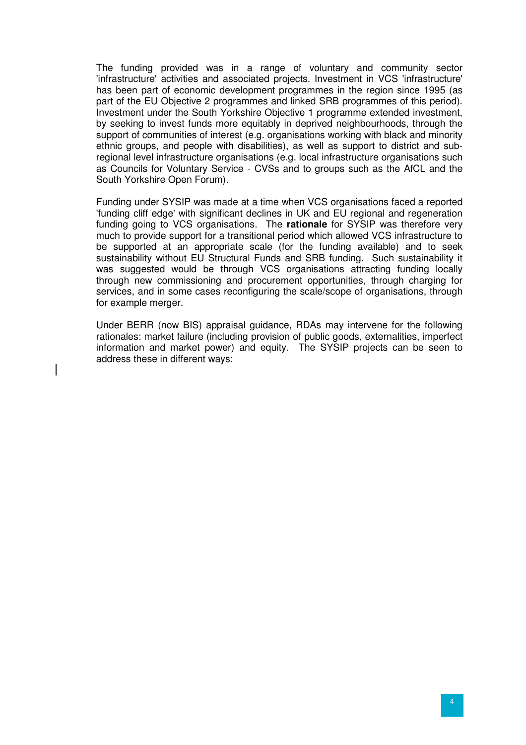The funding provided was in a range of voluntary and community sector 'infrastructure' activities and associated projects. Investment in VCS 'infrastructure' has been part of economic development programmes in the region since 1995 (as part of the EU Objective 2 programmes and linked SRB programmes of this period). Investment under the South Yorkshire Objective 1 programme extended investment, by seeking to invest funds more equitably in deprived neighbourhoods, through the support of communities of interest (e.g. organisations working with black and minority ethnic groups, and people with disabilities), as well as support to district and sub-regional level infrastructure organisations (e.g. local infrastructure organisations such as Councils for Voluntary Service - CVSs and to groups such as the AfCL and the South Yorkshire Open Forum).

Funding under SYSIP was made at a time when VCS organisations faced a reported 'funding cliff edge' with significant declines in UK and EU regional and regeneration funding going to VCS organisations. The **rationale** for SYSIP was therefore very much to provide support for a transitional period which allowed VCS infrastructure to be supported at an appropriate scale (for the funding available) and to seek sustainability without EU Structural Funds and SRB funding. Such sustainability it was suggested would be through VCS organisations attracting funding locally through new commissioning and procurement opportunities, through charging for services, and in some cases reconfiguring the scale/scope of organisations, through for example merger.

Under BERR (now BIS) appraisal guidance, RDAs may intervene for the following rationales: market failure (including provision of public goods, externalities, imperfect information and market power) and equity. The SYSIP projects can be seen to address these in different ways: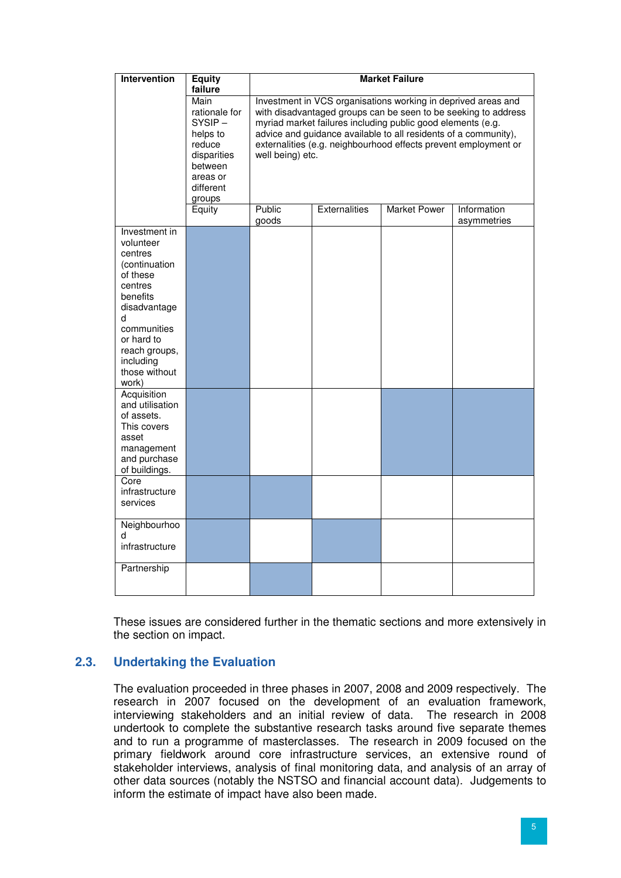| Intervention | Equity failure | Market Failure | | | |
|---|---|---|---|---|---|
| | Main rationale for SYSIP – helps to reduce disparities between areas or different groups | Investment in VCS organisations working in deprived areas and with disadvantaged groups can be seen to be seeking to address myriad market failures including public good elements (e.g. advice and guidance available to all residents of a community), externalities (e.g. neighbourhood effects prevent employment or well being) etc. | | | |
| | Equity | Public goods | Externalities | Market Power | Information asymmetries |
| Investment in volunteer centres (continuation of these centres benefits disadvantaged communities or hard to reach groups, including those without work) | ■ | | | | |
| Acquisition and utilisation of assets. This covers asset management and purchase of buildings. | ■ | | | ■ | ■ |
| Core infrastructure services | ■ | ■ | | | |
| Neighbourhood infrastructure | ■ | | ■ | | |
| Partnership | | ■ | | | |

These issues are considered further in the thematic sections and more extensively in the section on impact.

## 2.3. Undertaking the Evaluation

The evaluation proceeded in three phases in 2007, 2008 and 2009 respectively. The research in 2007 focused on the development of an evaluation framework, interviewing stakeholders and an initial review of data. The research in 2008 undertook to complete the substantive research tasks around five separate themes and to run a programme of masterclasses. The research in 2009 focused on the primary fieldwork around core infrastructure services, an extensive round of stakeholder interviews, analysis of final monitoring data, and analysis of an array of other data sources (notably the NSTSO and financial account data). Judgements to inform the estimate of impact have also been made.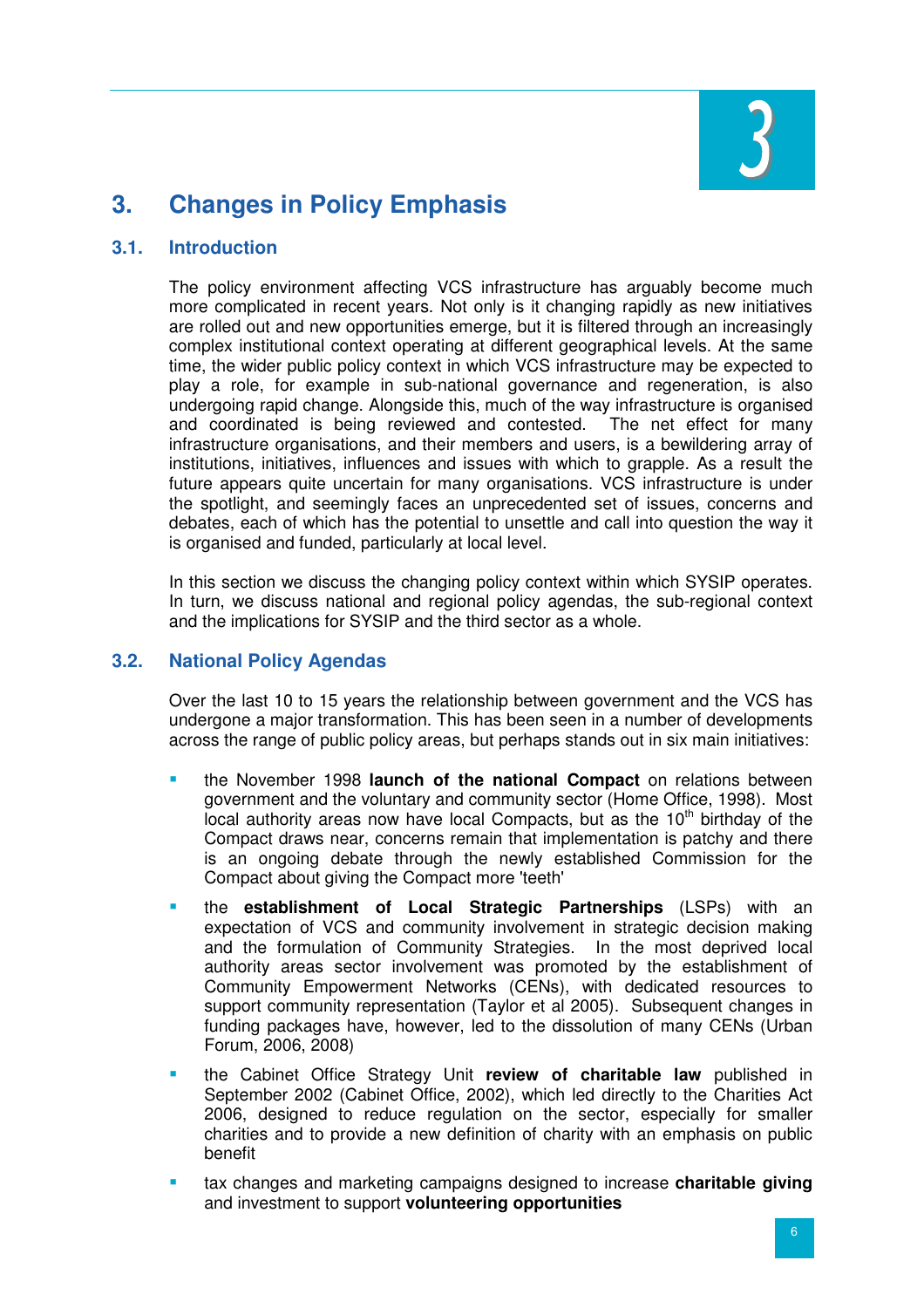# 3. Changes in Policy Emphasis

## 3.1. Introduction

The policy environment affecting VCS infrastructure has arguably become much more complicated in recent years. Not only is it changing rapidly as new initiatives are rolled out and new opportunities emerge, but it is filtered through an increasingly complex institutional context operating at different geographical levels. At the same time, the wider public policy context in which VCS infrastructure may be expected to play a role, for example in sub-national governance and regeneration, is also undergoing rapid change. Alongside this, much of the way infrastructure is organised and coordinated is being reviewed and contested. The net effect for many infrastructure organisations, and their members and users, is a bewildering array of institutions, initiatives, influences and issues with which to grapple. As a result the future appears quite uncertain for many organisations. VCS infrastructure is under the spotlight, and seemingly faces an unprecedented set of issues, concerns and debates, each of which has the potential to unsettle and call into question the way it is organised and funded, particularly at local level.

In this section we discuss the changing policy context within which SYSIP operates. In turn, we discuss national and regional policy agendas, the sub-regional context and the implications for SYSIP and the third sector as a whole.

## 3.2. National Policy Agendas

Over the last 10 to 15 years the relationship between government and the VCS has undergone a major transformation. This has been seen in a number of developments across the range of public policy areas, but perhaps stands out in six main initiatives:

- the November 1998 **launch of the national Compact** on relations between government and the voluntary and community sector (Home Office, 1998). Most local authority areas now have local Compacts, but as the 10th birthday of the Compact draws near, concerns remain that implementation is patchy and there is an ongoing debate through the newly established Commission for the Compact about giving the Compact more 'teeth'
- the **establishment of Local Strategic Partnerships** (LSPs) with an expectation of VCS and community involvement in strategic decision making and the formulation of Community Strategies. In the most deprived local authority areas sector involvement was promoted by the establishment of Community Empowerment Networks (CENs), with dedicated resources to support community representation (Taylor et al 2005). Subsequent changes in funding packages have, however, led to the dissolution of many CENs (Urban Forum, 2006, 2008)
- the Cabinet Office Strategy Unit **review of charitable law** published in September 2002 (Cabinet Office, 2002), which led directly to the Charities Act 2006, designed to reduce regulation on the sector, especially for smaller charities and to provide a new definition of charity with an emphasis on public benefit
- tax changes and marketing campaigns designed to increase **charitable giving** and investment to support **volunteering opportunities**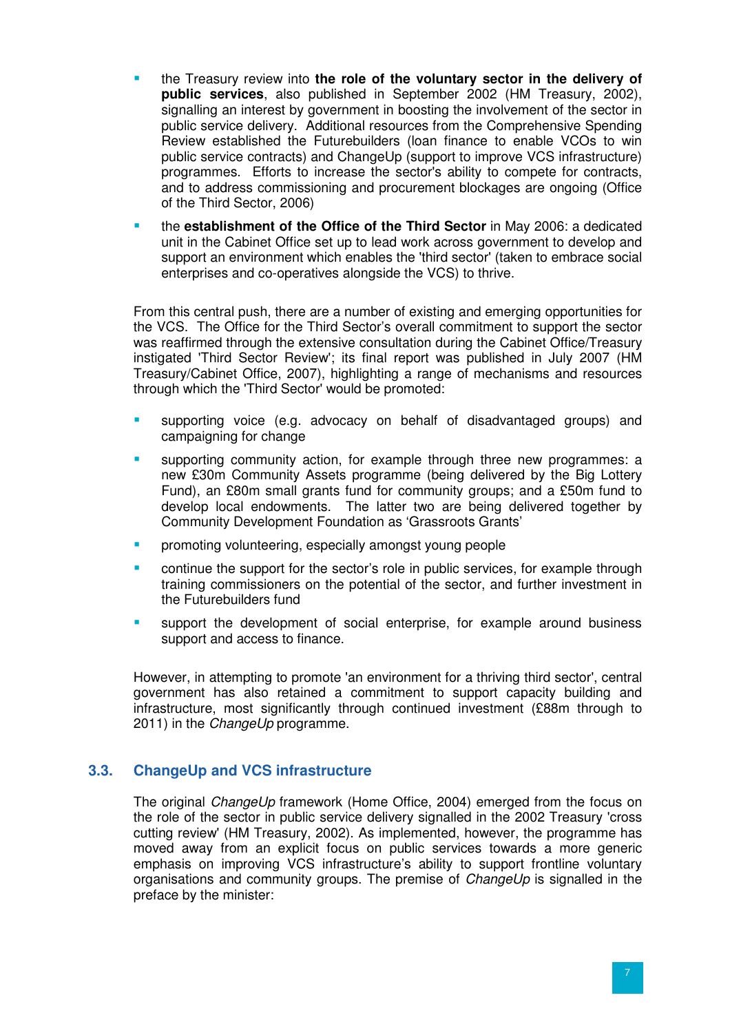- the Treasury review into **the role of the voluntary sector in the delivery of public services**, also published in September 2002 (HM Treasury, 2002), signalling an interest by government in boosting the involvement of the sector in public service delivery. Additional resources from the Comprehensive Spending Review established the Futurebuilders (loan finance to enable VCOs to win public service contracts) and ChangeUp (support to improve VCS infrastructure) programmes. Efforts to increase the sector's ability to compete for contracts, and to address commissioning and procurement blockages are ongoing (Office of the Third Sector, 2006)
- the **establishment of the Office of the Third Sector** in May 2006: a dedicated unit in the Cabinet Office set up to lead work across government to develop and support an environment which enables the 'third sector' (taken to embrace social enterprises and co-operatives alongside the VCS) to thrive.

From this central push, there are a number of existing and emerging opportunities for the VCS. The Office for the Third Sector's overall commitment to support the sector was reaffirmed through the extensive consultation during the Cabinet Office/Treasury instigated 'Third Sector Review'; its final report was published in July 2007 (HM Treasury/Cabinet Office, 2007), highlighting a range of mechanisms and resources through which the 'Third Sector' would be promoted:

- supporting voice (e.g. advocacy on behalf of disadvantaged groups) and campaigning for change
- supporting community action, for example through three new programmes: a new £30m Community Assets programme (being delivered by the Big Lottery Fund), an £80m small grants fund for community groups; and a £50m fund to develop local endowments. The latter two are being delivered together by Community Development Foundation as 'Grassroots Grants'
- promoting volunteering, especially amongst young people
- continue the support for the sector's role in public services, for example through training commissioners on the potential of the sector, and further investment in the Futurebuilders fund
- support the development of social enterprise, for example around business support and access to finance.

However, in attempting to promote 'an environment for a thriving third sector', central government has also retained a commitment to support capacity building and infrastructure, most significantly through continued investment (£88m through to 2011) in the *ChangeUp* programme.

## 3.3. ChangeUp and VCS infrastructure

The original *ChangeUp* framework (Home Office, 2004) emerged from the focus on the role of the sector in public service delivery signalled in the 2002 Treasury 'cross cutting review' (HM Treasury, 2002). As implemented, however, the programme has moved away from an explicit focus on public services towards a more generic emphasis on improving VCS infrastructure's ability to support frontline voluntary organisations and community groups. The premise of *ChangeUp* is signalled in the preface by the minister: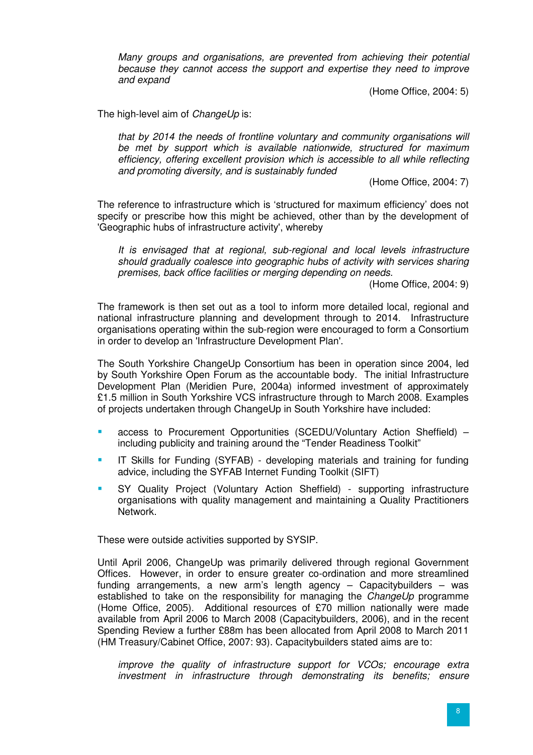*Many groups and organisations, are prevented from achieving their potential because they cannot access the support and expertise they need to improve and expand*

(Home Office, 2004: 5)

The high-level aim of *ChangeUp* is:

*that by 2014 the needs of frontline voluntary and community organisations will be met by support which is available nationwide, structured for maximum efficiency, offering excellent provision which is accessible to all while reflecting and promoting diversity, and is sustainably funded*

(Home Office, 2004: 7)

The reference to infrastructure which is 'structured for maximum efficiency' does not specify or prescribe how this might be achieved, other than by the development of 'Geographic hubs of infrastructure activity', whereby

*It is envisaged that at regional, sub-regional and local levels infrastructure should gradually coalesce into geographic hubs of activity with services sharing premises, back office facilities or merging depending on needs.*

(Home Office, 2004: 9)

The framework is then set out as a tool to inform more detailed local, regional and national infrastructure planning and development through to 2014. Infrastructure organisations operating within the sub-region were encouraged to form a Consortium in order to develop an 'Infrastructure Development Plan'.

The South Yorkshire ChangeUp Consortium has been in operation since 2004, led by South Yorkshire Open Forum as the accountable body. The initial Infrastructure Development Plan (Meridien Pure, 2004a) informed investment of approximately £1.5 million in South Yorkshire VCS infrastructure through to March 2008. Examples of projects undertaken through ChangeUp in South Yorkshire have included:

- access to Procurement Opportunities (SCEDU/Voluntary Action Sheffield) – including publicity and training around the "Tender Readiness Toolkit"
- IT Skills for Funding (SYFAB) - developing materials and training for funding advice, including the SYFAB Internet Funding Toolkit (SIFT)
- SY Quality Project (Voluntary Action Sheffield) - supporting infrastructure organisations with quality management and maintaining a Quality Practitioners Network.

These were outside activities supported by SYSIP.

Until April 2006, ChangeUp was primarily delivered through regional Government Offices. However, in order to ensure greater co-ordination and more streamlined funding arrangements, a new arm's length agency – Capacitybuilders – was established to take on the responsibility for managing the *ChangeUp* programme (Home Office, 2005). Additional resources of £70 million nationally were made available from April 2006 to March 2008 (Capacitybuilders, 2006), and in the recent Spending Review a further £88m has been allocated from April 2008 to March 2011 (HM Treasury/Cabinet Office, 2007: 93). Capacitybuilders stated aims are to:

*improve the quality of infrastructure support for VCOs; encourage extra investment in infrastructure through demonstrating its benefits; ensure*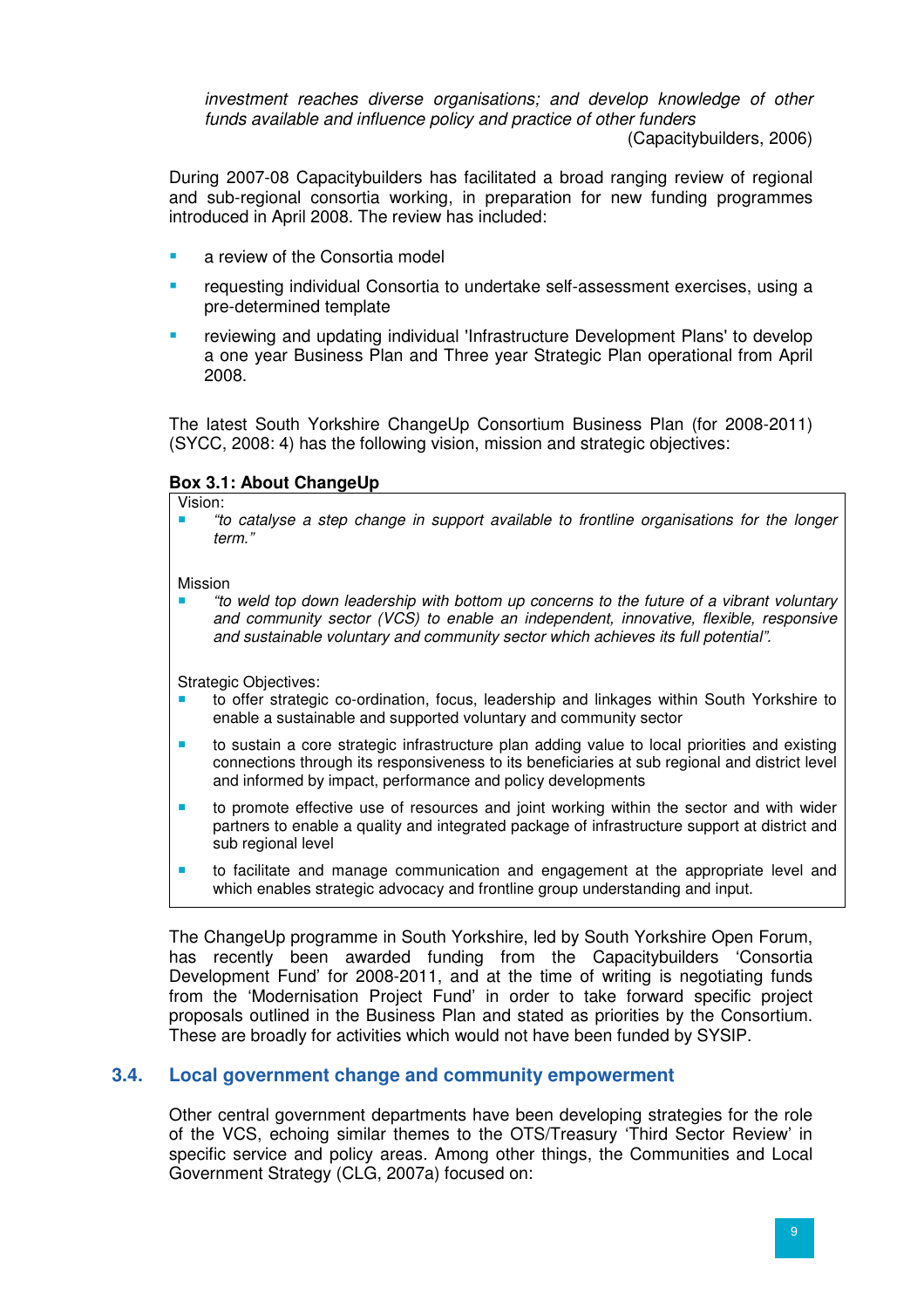*investment reaches diverse organisations; and develop knowledge of other funds available and influence policy and practice of other funders*

(Capacitybuilders, 2006)

During 2007-08 Capacitybuilders has facilitated a broad ranging review of regional and sub-regional consortia working, in preparation for new funding programmes introduced in April 2008. The review has included:

- a review of the Consortia model
- requesting individual Consortia to undertake self-assessment exercises, using a pre-determined template
- reviewing and updating individual 'Infrastructure Development Plans' to develop a one year Business Plan and Three year Strategic Plan operational from April 2008.

The latest South Yorkshire ChangeUp Consortium Business Plan (for 2008-2011) (SYCC, 2008: 4) has the following vision, mission and strategic objectives:

**Box 3.1: About ChangeUp**

Vision:

- *"to catalyse a step change in support available to frontline organisations for the longer term."*

Mission

- *"to weld top down leadership with bottom up concerns to the future of a vibrant voluntary and community sector (VCS) to enable an independent, innovative, flexible, responsive and sustainable voluntary and community sector which achieves its full potential".*

Strategic Objectives:

- to offer strategic co-ordination, focus, leadership and linkages within South Yorkshire to enable a sustainable and supported voluntary and community sector
- to sustain a core strategic infrastructure plan adding value to local priorities and existing connections through its responsiveness to its beneficiaries at sub regional and district level and informed by impact, performance and policy developments
- to promote effective use of resources and joint working within the sector and with wider partners to enable a quality and integrated package of infrastructure support at district and sub regional level
- to facilitate and manage communication and engagement at the appropriate level and which enables strategic advocacy and frontline group understanding and input.

The ChangeUp programme in South Yorkshire, led by South Yorkshire Open Forum, has recently been awarded funding from the Capacitybuilders 'Consortia Development Fund' for 2008-2011, and at the time of writing is negotiating funds from the 'Modernisation Project Fund' in order to take forward specific project proposals outlined in the Business Plan and stated as priorities by the Consortium. These are broadly for activities which would not have been funded by SYSIP.

## 3.4. Local government change and community empowerment

Other central government departments have been developing strategies for the role of the VCS, echoing similar themes to the OTS/Treasury 'Third Sector Review' in specific service and policy areas. Among other things, the Communities and Local Government Strategy (CLG, 2007a) focused on: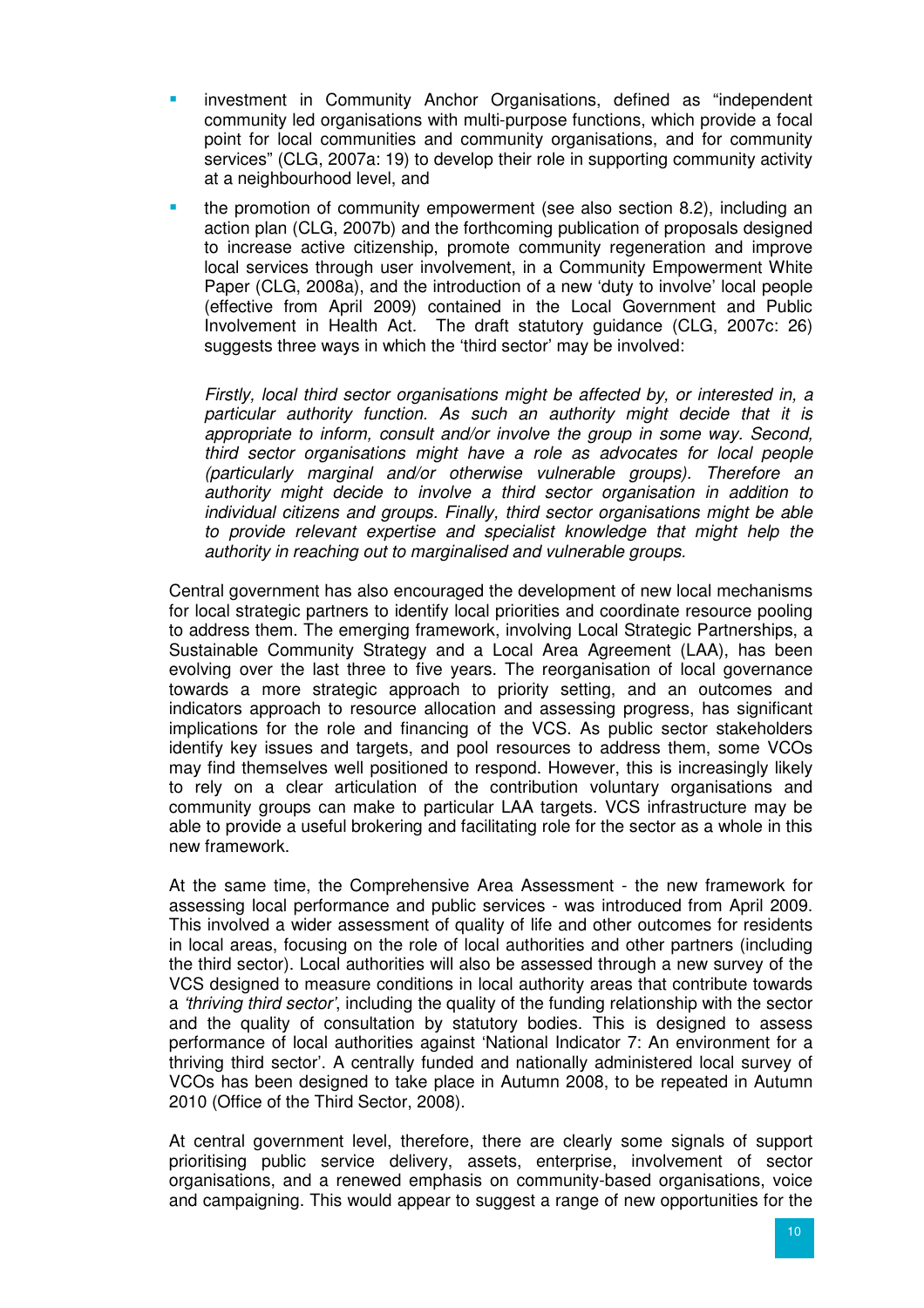- investment in Community Anchor Organisations, defined as "independent community led organisations with multi-purpose functions, which provide a focal point for local communities and community organisations, and for community services" (CLG, 2007a: 19) to develop their role in supporting community activity at a neighbourhood level, and
- the promotion of community empowerment (see also section 8.2), including an action plan (CLG, 2007b) and the forthcoming publication of proposals designed to increase active citizenship, promote community regeneration and improve local services through user involvement, in a Community Empowerment White Paper (CLG, 2008a), and the introduction of a new 'duty to involve' local people (effective from April 2009) contained in the Local Government and Public Involvement in Health Act. The draft statutory guidance (CLG, 2007c: 26) suggests three ways in which the 'third sector' may be involved:

  *Firstly, local third sector organisations might be affected by, or interested in, a particular authority function. As such an authority might decide that it is appropriate to inform, consult and/or involve the group in some way. Second, third sector organisations might have a role as advocates for local people (particularly marginal and/or otherwise vulnerable groups). Therefore an authority might decide to involve a third sector organisation in addition to individual citizens and groups. Finally, third sector organisations might be able to provide relevant expertise and specialist knowledge that might help the authority in reaching out to marginalised and vulnerable groups.*

Central government has also encouraged the development of new local mechanisms for local strategic partners to identify local priorities and coordinate resource pooling to address them. The emerging framework, involving Local Strategic Partnerships, a Sustainable Community Strategy and a Local Area Agreement (LAA), has been evolving over the last three to five years. The reorganisation of local governance towards a more strategic approach to priority setting, and an outcomes and indicators approach to resource allocation and assessing progress, has significant implications for the role and financing of the VCS. As public sector stakeholders identify key issues and targets, and pool resources to address them, some VCOs may find themselves well positioned to respond. However, this is increasingly likely to rely on a clear articulation of the contribution voluntary organisations and community groups can make to particular LAA targets. VCS infrastructure may be able to provide a useful brokering and facilitating role for the sector as a whole in this new framework.

At the same time, the Comprehensive Area Assessment - the new framework for assessing local performance and public services - was introduced from April 2009. This involved a wider assessment of quality of life and other outcomes for residents in local areas, focusing on the role of local authorities and other partners (including the third sector). Local authorities will also be assessed through a new survey of the VCS designed to measure conditions in local authority areas that contribute towards a *'thriving third sector'*, including the quality of the funding relationship with the sector and the quality of consultation by statutory bodies. This is designed to assess performance of local authorities against 'National Indicator 7: An environment for a thriving third sector'. A centrally funded and nationally administered local survey of VCOs has been designed to take place in Autumn 2008, to be repeated in Autumn 2010 (Office of the Third Sector, 2008).

At central government level, therefore, there are clearly some signals of support prioritising public service delivery, assets, enterprise, involvement of sector organisations, and a renewed emphasis on community-based organisations, voice and campaigning. This would appear to suggest a range of new opportunities for the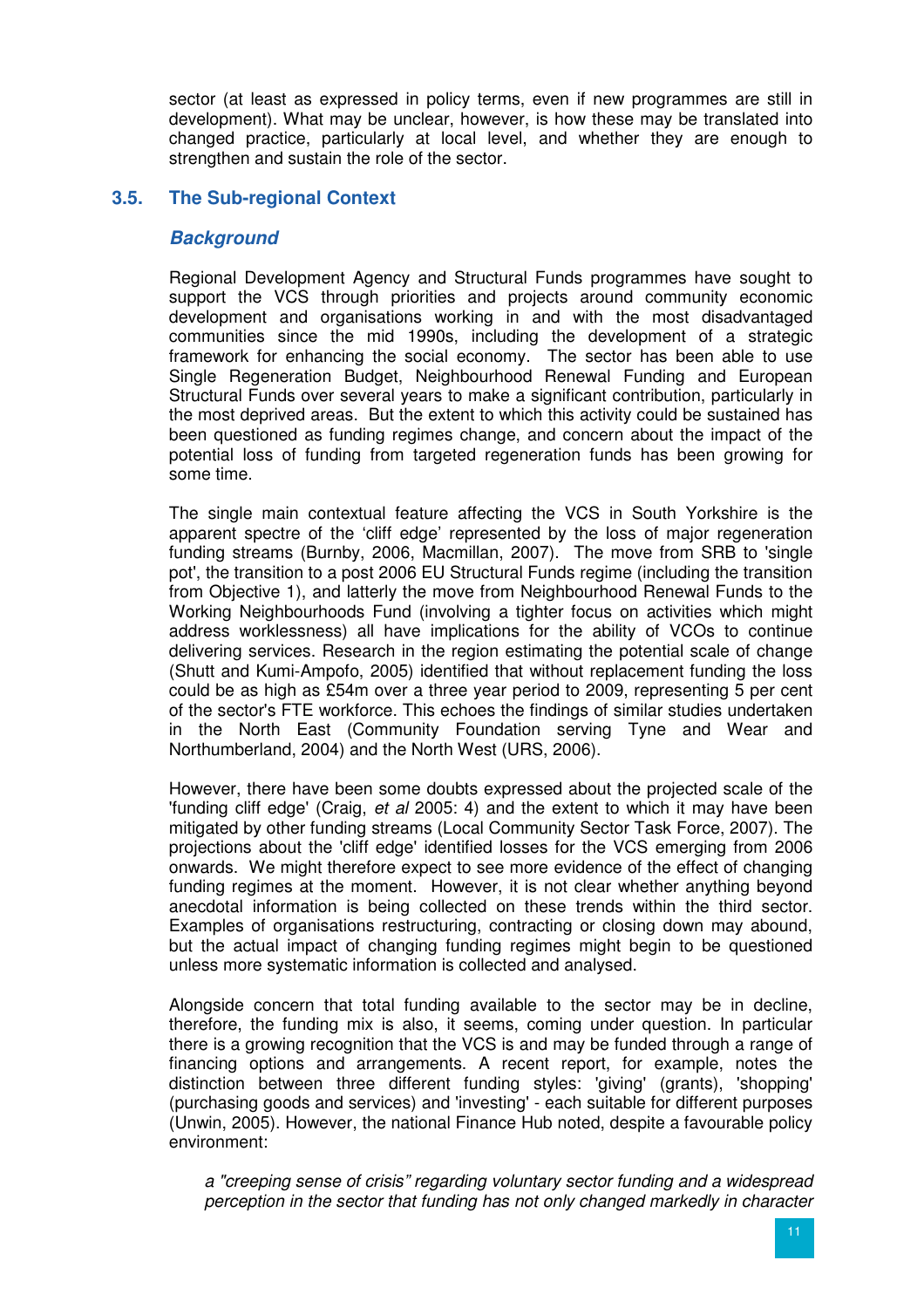sector (at least as expressed in policy terms, even if new programmes are still in development). What may be unclear, however, is how these may be translated into changed practice, particularly at local level, and whether they are enough to strengthen and sustain the role of the sector.

## 3.5. The Sub-regional Context

### *Background*

Regional Development Agency and Structural Funds programmes have sought to support the VCS through priorities and projects around community economic development and organisations working in and with the most disadvantaged communities since the mid 1990s, including the development of a strategic framework for enhancing the social economy. The sector has been able to use Single Regeneration Budget, Neighbourhood Renewal Funding and European Structural Funds over several years to make a significant contribution, particularly in the most deprived areas. But the extent to which this activity could be sustained has been questioned as funding regimes change, and concern about the impact of the potential loss of funding from targeted regeneration funds has been growing for some time.

The single main contextual feature affecting the VCS in South Yorkshire is the apparent spectre of the 'cliff edge' represented by the loss of major regeneration funding streams (Burnby, 2006, Macmillan, 2007). The move from SRB to 'single pot', the transition to a post 2006 EU Structural Funds regime (including the transition from Objective 1), and latterly the move from Neighbourhood Renewal Funds to the Working Neighbourhoods Fund (involving a tighter focus on activities which might address worklessness) all have implications for the ability of VCOs to continue delivering services. Research in the region estimating the potential scale of change (Shutt and Kumi-Ampofo, 2005) identified that without replacement funding the loss could be as high as £54m over a three year period to 2009, representing 5 per cent of the sector's FTE workforce. This echoes the findings of similar studies undertaken in the North East (Community Foundation serving Tyne and Wear and Northumberland, 2004) and the North West (URS, 2006).

However, there have been some doubts expressed about the projected scale of the 'funding cliff edge' (Craig, *et al* 2005: 4) and the extent to which it may have been mitigated by other funding streams (Local Community Sector Task Force, 2007). The projections about the 'cliff edge' identified losses for the VCS emerging from 2006 onwards. We might therefore expect to see more evidence of the effect of changing funding regimes at the moment. However, it is not clear whether anything beyond anecdotal information is being collected on these trends within the third sector. Examples of organisations restructuring, contracting or closing down may abound, but the actual impact of changing funding regimes might begin to be questioned unless more systematic information is collected and analysed.

Alongside concern that total funding available to the sector may be in decline, therefore, the funding mix is also, it seems, coming under question. In particular there is a growing recognition that the VCS is and may be funded through a range of financing options and arrangements. A recent report, for example, notes the distinction between three different funding styles: 'giving' (grants), 'shopping' (purchasing goods and services) and 'investing' - each suitable for different purposes (Unwin, 2005). However, the national Finance Hub noted, despite a favourable policy environment:

> *a "creeping sense of crisis" regarding voluntary sector funding and a widespread perception in the sector that funding has not only changed markedly in character*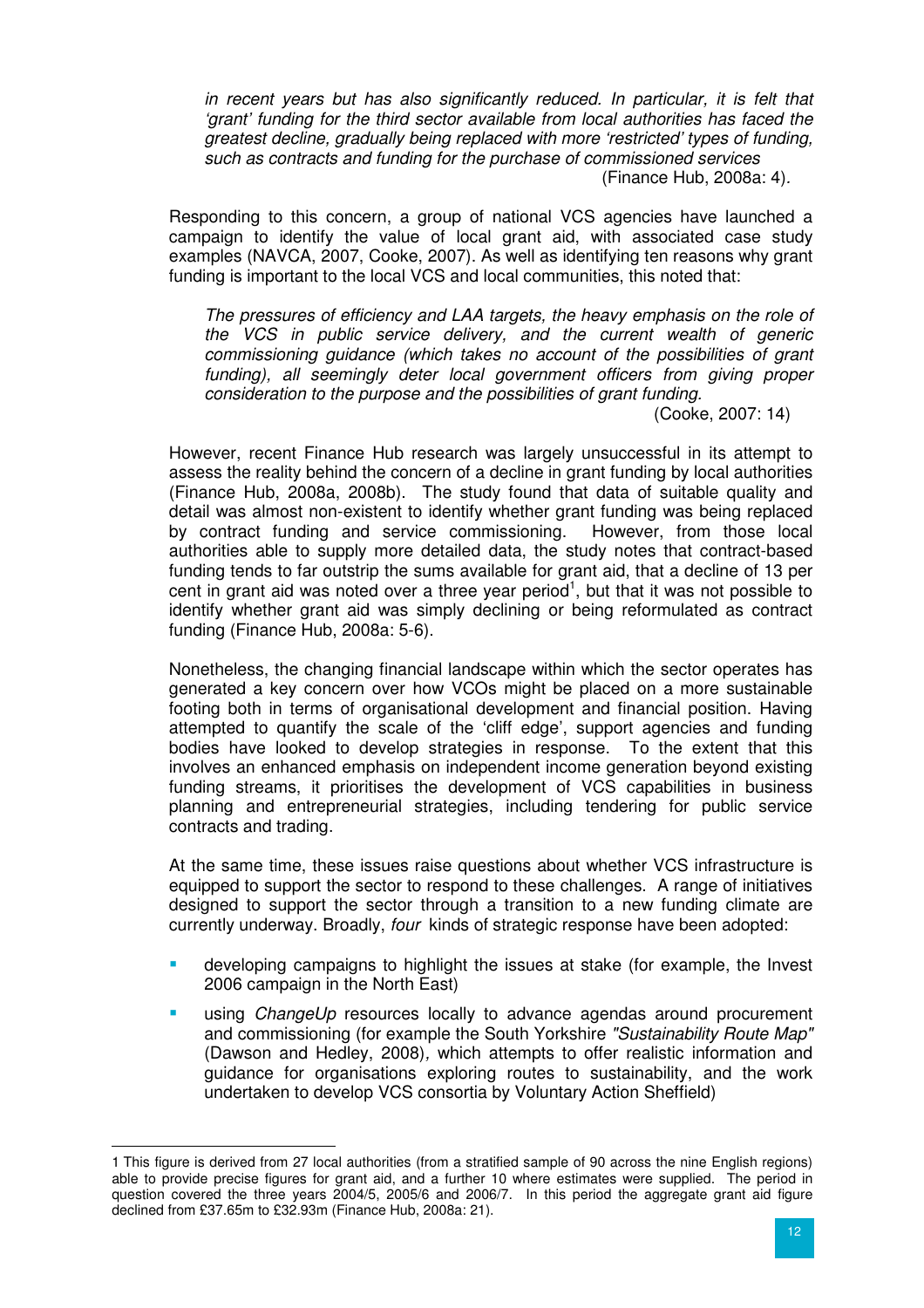*in recent years but has also significantly reduced. In particular, it is felt that 'grant' funding for the third sector available from local authorities has faced the greatest decline, gradually being replaced with more 'restricted' types of funding, such as contracts and funding for the purchase of commissioned services*

(Finance Hub, 2008a: 4).

Responding to this concern, a group of national VCS agencies have launched a campaign to identify the value of local grant aid, with associated case study examples (NAVCA, 2007, Cooke, 2007). As well as identifying ten reasons why grant funding is important to the local VCS and local communities, this noted that:

> *The pressures of efficiency and LAA targets, the heavy emphasis on the role of the VCS in public service delivery, and the current wealth of generic commissioning guidance (which takes no account of the possibilities of grant funding), all seemingly deter local government officers from giving proper consideration to the purpose and the possibilities of grant funding.*
>
> (Cooke, 2007: 14)

However, recent Finance Hub research was largely unsuccessful in its attempt to assess the reality behind the concern of a decline in grant funding by local authorities (Finance Hub, 2008a, 2008b). The study found that data of suitable quality and detail was almost non-existent to identify whether grant funding was being replaced by contract funding and service commissioning. However, from those local authorities able to supply more detailed data, the study notes that contract-based funding tends to far outstrip the sums available for grant aid, that a decline of 13 per cent in grant aid was noted over a three year period[1], but that it was not possible to identify whether grant aid was simply declining or being reformulated as contract funding (Finance Hub, 2008a: 5-6).

Nonetheless, the changing financial landscape within which the sector operates has generated a key concern over how VCOs might be placed on a more sustainable footing both in terms of organisational development and financial position. Having attempted to quantify the scale of the 'cliff edge', support agencies and funding bodies have looked to develop strategies in response. To the extent that this involves an enhanced emphasis on independent income generation beyond existing funding streams, it prioritises the development of VCS capabilities in business planning and entrepreneurial strategies, including tendering for public service contracts and trading.

At the same time, these issues raise questions about whether VCS infrastructure is equipped to support the sector to respond to these challenges. A range of initiatives designed to support the sector through a transition to a new funding climate are currently underway. Broadly, *four* kinds of strategic response have been adopted:

- developing campaigns to highlight the issues at stake (for example, the Invest 2006 campaign in the North East)
- using *ChangeUp* resources locally to advance agendas around procurement and commissioning (for example the South Yorkshire *"Sustainability Route Map"* (Dawson and Hedley, 2008), which attempts to offer realistic information and guidance for organisations exploring routes to sustainability, and the work undertaken to develop VCS consortia by Voluntary Action Sheffield)

---

1 This figure is derived from 27 local authorities (from a stratified sample of 90 across the nine English regions) able to provide precise figures for grant aid, and a further 10 where estimates were supplied. The period in question covered the three years 2004/5, 2005/6 and 2006/7. In this period the aggregate grant aid figure declined from £37.65m to £32.93m (Finance Hub, 2008a: 21).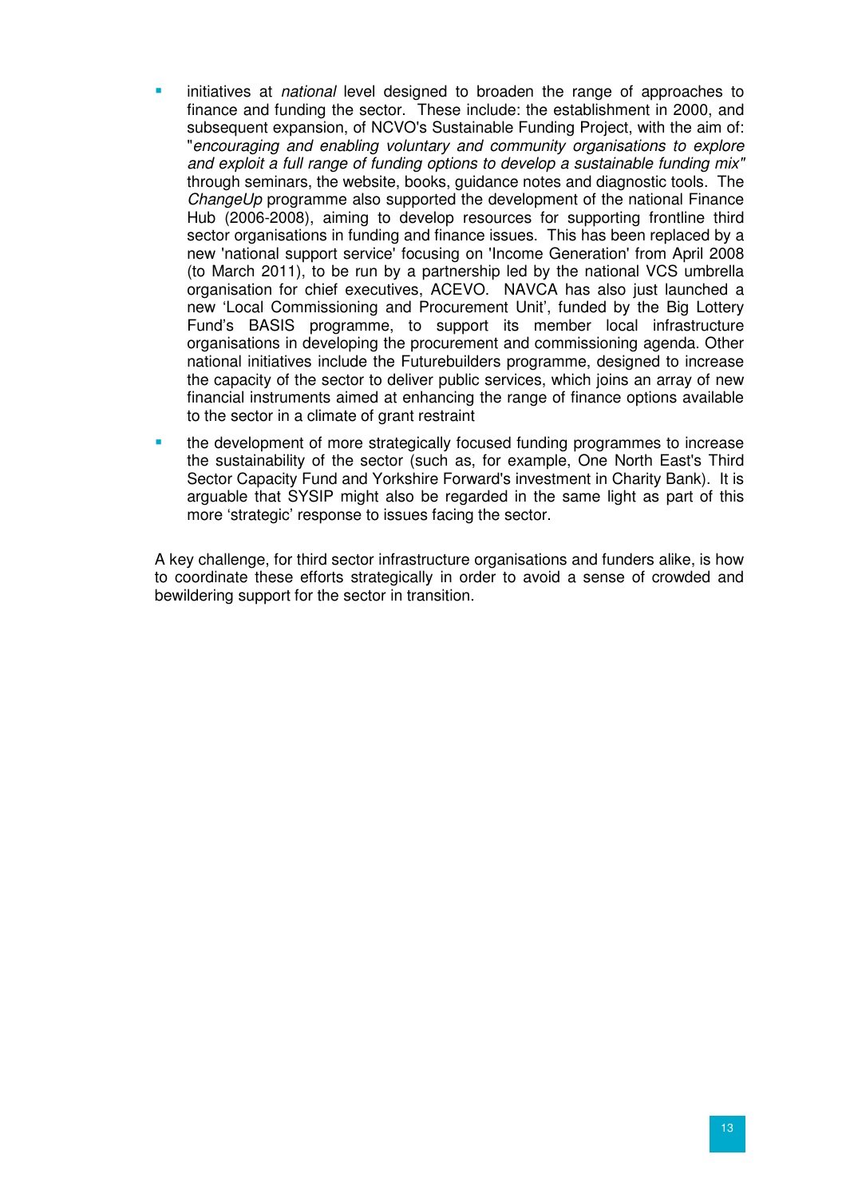- initiatives at *national* level designed to broaden the range of approaches to finance and funding the sector. These include: the establishment in 2000, and subsequent expansion, of NCVO's Sustainable Funding Project, with the aim of: "*encouraging and enabling voluntary and community organisations to explore and exploit a full range of funding options to develop a sustainable funding mix"* through seminars, the website, books, guidance notes and diagnostic tools. The *ChangeUp* programme also supported the development of the national Finance Hub (2006-2008), aiming to develop resources for supporting frontline third sector organisations in funding and finance issues. This has been replaced by a new 'national support service' focusing on 'Income Generation' from April 2008 (to March 2011), to be run by a partnership led by the national VCS umbrella organisation for chief executives, ACEVO. NAVCA has also just launched a new 'Local Commissioning and Procurement Unit', funded by the Big Lottery Fund's BASIS programme, to support its member local infrastructure organisations in developing the procurement and commissioning agenda. Other national initiatives include the Futurebuilders programme, designed to increase the capacity of the sector to deliver public services, which joins an array of new financial instruments aimed at enhancing the range of finance options available to the sector in a climate of grant restraint
- the development of more strategically focused funding programmes to increase the sustainability of the sector (such as, for example, One North East's Third Sector Capacity Fund and Yorkshire Forward's investment in Charity Bank). It is arguable that SYSIP might also be regarded in the same light as part of this more 'strategic' response to issues facing the sector.

A key challenge, for third sector infrastructure organisations and funders alike, is how to coordinate these efforts strategically in order to avoid a sense of crowded and bewildering support for the sector in transition.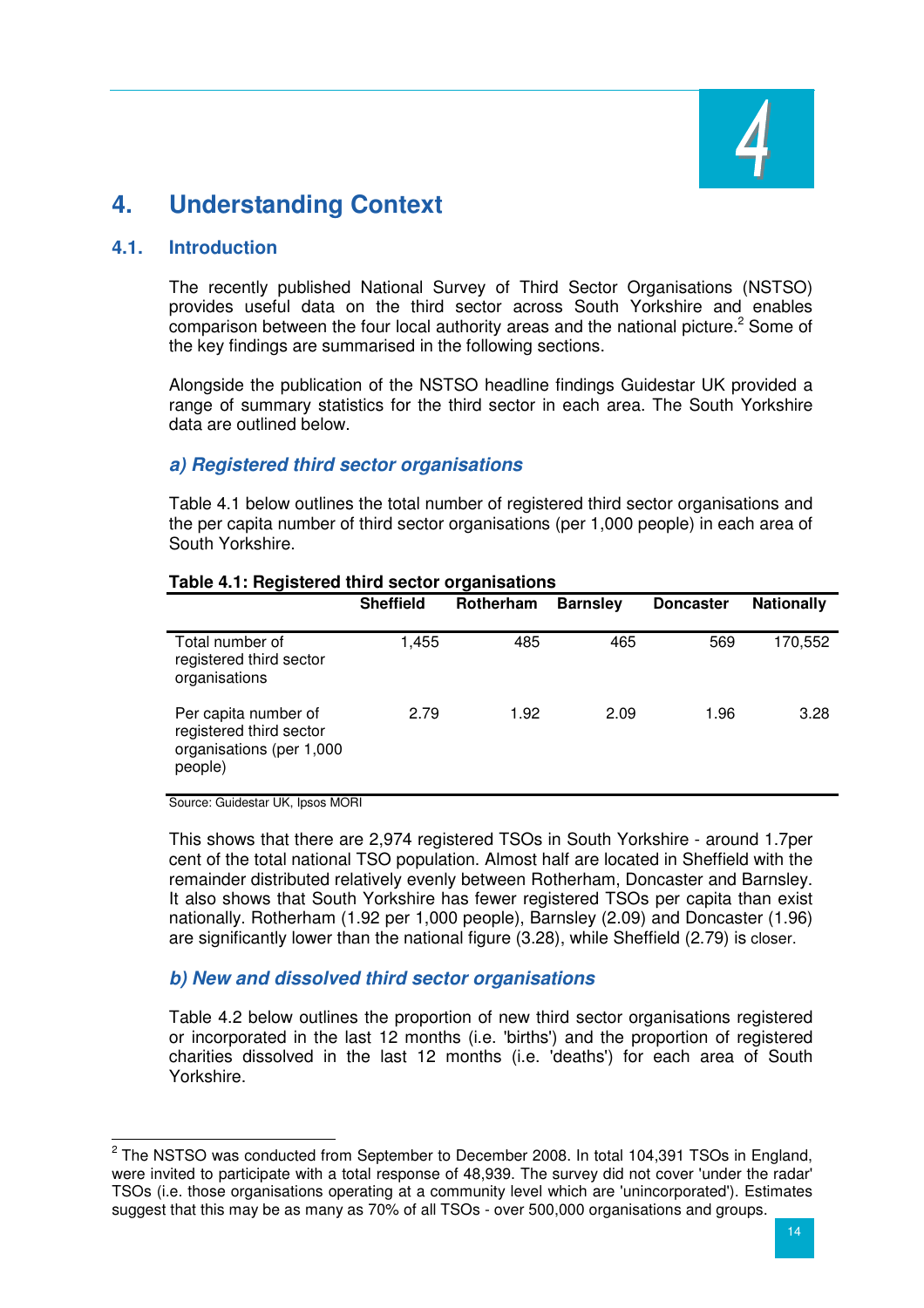# 4. Understanding Context

## 4.1. Introduction

The recently published National Survey of Third Sector Organisations (NSTSO) provides useful data on the third sector across South Yorkshire and enables comparison between the four local authority areas and the national picture.[2] Some of the key findings are summarised in the following sections.

Alongside the publication of the NSTSO headline findings Guidestar UK provided a range of summary statistics for the third sector in each area. The South Yorkshire data are outlined below.

### *a) Registered third sector organisations*

Table 4.1 below outlines the total number of registered third sector organisations and the per capita number of third sector organisations (per 1,000 people) in each area of South Yorkshire.

**Table 4.1: Registered third sector organisations**

| | Sheffield | Rotherham | Barnsley | Doncaster | Nationally |
|---|---|---|---|---|---|
| Total number of registered third sector organisations | 1,455 | 485 | 465 | 569 | 170,552 |
| Per capita number of registered third sector organisations (per 1,000 people) | 2.79 | 1.92 | 2.09 | 1.96 | 3.28 |

Source: Guidestar UK, Ipsos MORI

This shows that there are 2,974 registered TSOs in South Yorkshire - around 1.7per cent of the total national TSO population. Almost half are located in Sheffield with the remainder distributed relatively evenly between Rotherham, Doncaster and Barnsley. It also shows that South Yorkshire has fewer registered TSOs per capita than exist nationally. Rotherham (1.92 per 1,000 people), Barnsley (2.09) and Doncaster (1.96) are significantly lower than the national figure (3.28), while Sheffield (2.79) is closer.

### *b) New and dissolved third sector organisations*

Table 4.2 below outlines the proportion of new third sector organisations registered or incorporated in the last 12 months (i.e. 'births') and the proportion of registered charities dissolved in the last 12 months (i.e. 'deaths') for each area of South Yorkshire.

---

[2] The NSTSO was conducted from September to December 2008. In total 104,391 TSOs in England, were invited to participate with a total response of 48,939. The survey did not cover 'under the radar' TSOs (i.e. those organisations operating at a community level which are 'unincorporated'). Estimates suggest that this may be as many as 70% of all TSOs - over 500,000 organisations and groups.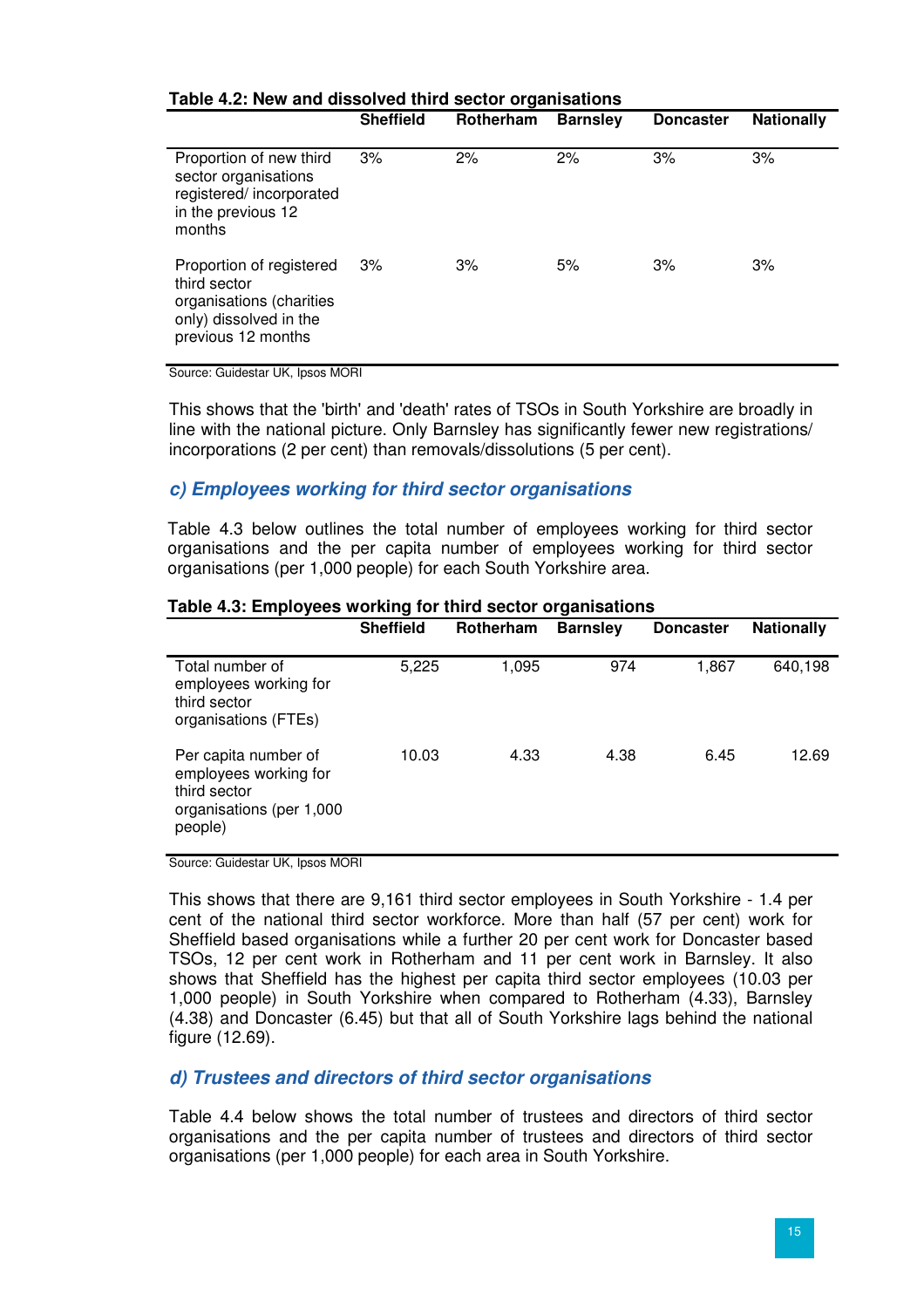**Table 4.2: New and dissolved third sector organisations**

| | Sheffield | Rotherham | Barnsley | Doncaster | Nationally |
|---|---|---|---|---|---|
| Proportion of new third sector organisations registered/ incorporated in the previous 12 months | 3% | 2% | 2% | 3% | 3% |
| Proportion of registered third sector organisations (charities only) dissolved in the previous 12 months | 3% | 3% | 5% | 3% | 3% |

Source: Guidestar UK, Ipsos MORI

This shows that the 'birth' and 'death' rates of TSOs in South Yorkshire are broadly in line with the national picture. Only Barnsley has significantly fewer new registrations/ incorporations (2 per cent) than removals/dissolutions (5 per cent).

### *c) Employees working for third sector organisations*

Table 4.3 below outlines the total number of employees working for third sector organisations and the per capita number of employees working for third sector organisations (per 1,000 people) for each South Yorkshire area.

**Table 4.3: Employees working for third sector organisations**

| | Sheffield | Rotherham | Barnsley | Doncaster | Nationally |
|---|---|---|---|---|---|
| Total number of employees working for third sector organisations (FTEs) | 5,225 | 1,095 | 974 | 1,867 | 640,198 |
| Per capita number of employees working for third sector organisations (per 1,000 people) | 10.03 | 4.33 | 4.38 | 6.45 | 12.69 |

Source: Guidestar UK, Ipsos MORI

This shows that there are 9,161 third sector employees in South Yorkshire - 1.4 per cent of the national third sector workforce. More than half (57 per cent) work for Sheffield based organisations while a further 20 per cent work for Doncaster based TSOs, 12 per cent work in Rotherham and 11 per cent work in Barnsley. It also shows that Sheffield has the highest per capita third sector employees (10.03 per 1,000 people) in South Yorkshire when compared to Rotherham (4.33), Barnsley (4.38) and Doncaster (6.45) but that all of South Yorkshire lags behind the national figure (12.69).

### *d) Trustees and directors of third sector organisations*

Table 4.4 below shows the total number of trustees and directors of third sector organisations and the per capita number of trustees and directors of third sector organisations (per 1,000 people) for each area in South Yorkshire.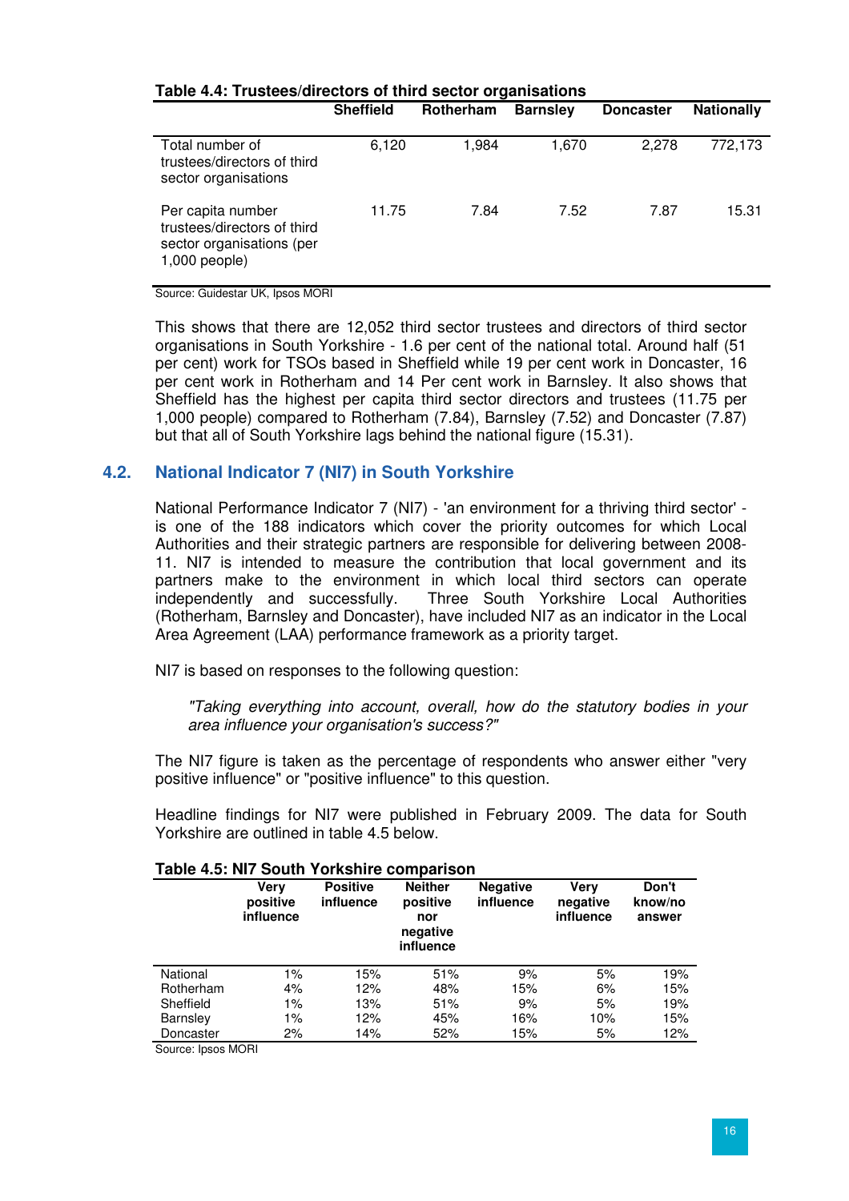**Table 4.4: Trustees/directors of third sector organisations**

| | Sheffield | Rotherham | Barnsley | Doncaster | Nationally |
|---|---|---|---|---|---|
| Total number of trustees/directors of third sector organisations | 6,120 | 1,984 | 1,670 | 2,278 | 772,173 |
| Per capita number trustees/directors of third sector organisations (per 1,000 people) | 11.75 | 7.84 | 7.52 | 7.87 | 15.31 |

Source: Guidestar UK, Ipsos MORI

This shows that there are 12,052 third sector trustees and directors of third sector organisations in South Yorkshire - 1.6 per cent of the national total. Around half (51 per cent) work for TSOs based in Sheffield while 19 per cent work in Doncaster, 16 per cent work in Rotherham and 14 Per cent work in Barnsley. It also shows that Sheffield has the highest per capita third sector directors and trustees (11.75 per 1,000 people) compared to Rotherham (7.84), Barnsley (7.52) and Doncaster (7.87) but that all of South Yorkshire lags behind the national figure (15.31).

## 4.2. National Indicator 7 (NI7) in South Yorkshire

National Performance Indicator 7 (NI7) - 'an environment for a thriving third sector' - is one of the 188 indicators which cover the priority outcomes for which Local Authorities and their strategic partners are responsible for delivering between 2008-11. NI7 is intended to measure the contribution that local government and its partners make to the environment in which local third sectors can operate independently and successfully. Three South Yorkshire Local Authorities (Rotherham, Barnsley and Doncaster), have included NI7 as an indicator in the Local Area Agreement (LAA) performance framework as a priority target.

NI7 is based on responses to the following question:

> *"Taking everything into account, overall, how do the statutory bodies in your area influence your organisation's success?"*

The NI7 figure is taken as the percentage of respondents who answer either "very positive influence" or "positive influence" to this question.

Headline findings for NI7 were published in February 2009. The data for South Yorkshire are outlined in table 4.5 below.

**Table 4.5: NI7 South Yorkshire comparison**

| | Very positive influence | Positive influence | Neither positive nor negative influence | Negative influence | Very negative influence | Don't know/no answer |
|---|---|---|---|---|---|---|
| National | 1% | 15% | 51% | 9% | 5% | 19% |
| Rotherham | 4% | 12% | 48% | 15% | 6% | 15% |
| Sheffield | 1% | 13% | 51% | 9% | 5% | 19% |
| Barnsley | 1% | 12% | 45% | 16% | 10% | 15% |
| Doncaster | 2% | 14% | 52% | 15% | 5% | 12% |

Source: Ipsos MORI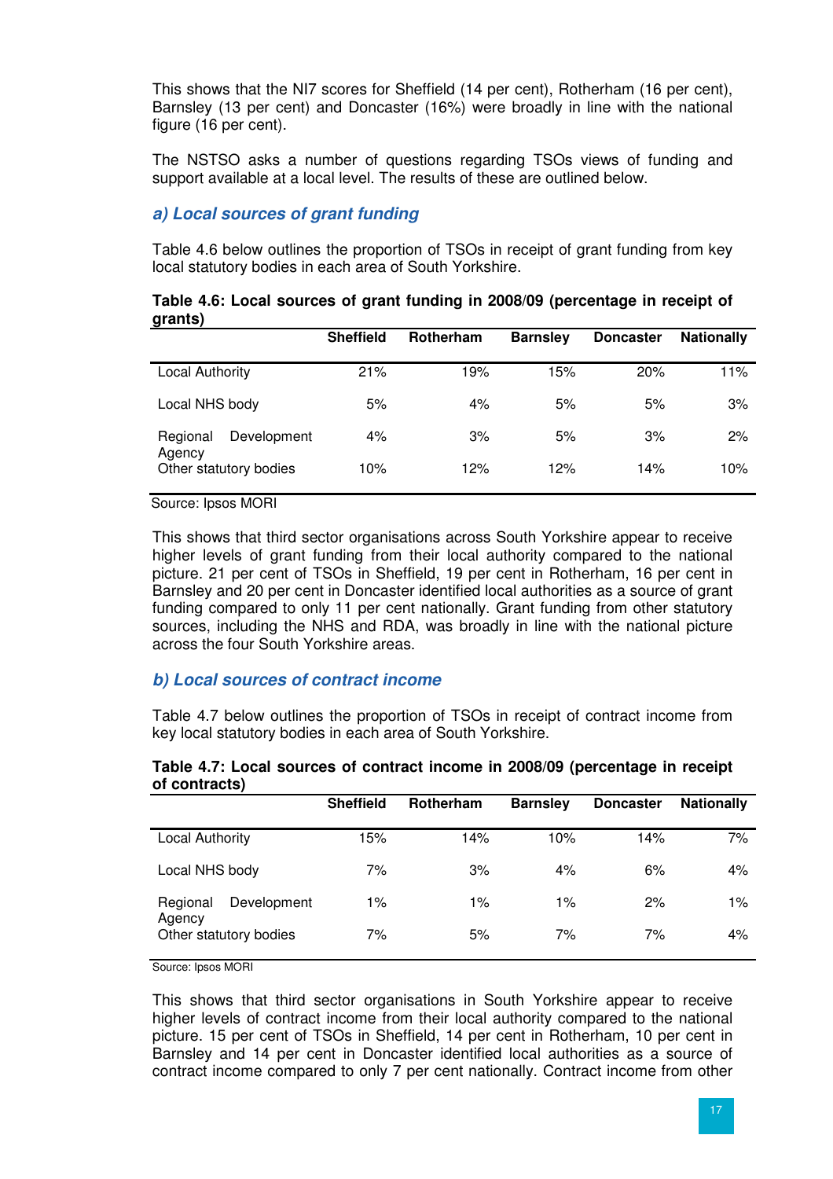This shows that the NI7 scores for Sheffield (14 per cent), Rotherham (16 per cent), Barnsley (13 per cent) and Doncaster (16%) were broadly in line with the national figure (16 per cent).

The NSTSO asks a number of questions regarding TSOs views of funding and support available at a local level. The results of these are outlined below.

### *a) Local sources of grant funding*

Table 4.6 below outlines the proportion of TSOs in receipt of grant funding from key local statutory bodies in each area of South Yorkshire.

**Table 4.6: Local sources of grant funding in 2008/09 (percentage in receipt of grants)**

| | Sheffield | Rotherham | Barnsley | Doncaster | Nationally |
|---|---|---|---|---|---|
| Local Authority | 21% | 19% | 15% | 20% | 11% |
| Local NHS body | 5% | 4% | 5% | 5% | 3% |
| Regional Development Agency | 4% | 3% | 5% | 3% | 2% |
| Other statutory bodies | 10% | 12% | 12% | 14% | 10% |

Source: Ipsos MORI

This shows that third sector organisations across South Yorkshire appear to receive higher levels of grant funding from their local authority compared to the national picture. 21 per cent of TSOs in Sheffield, 19 per cent in Rotherham, 16 per cent in Barnsley and 20 per cent in Doncaster identified local authorities as a source of grant funding compared to only 11 per cent nationally. Grant funding from other statutory sources, including the NHS and RDA, was broadly in line with the national picture across the four South Yorkshire areas.

### *b) Local sources of contract income*

Table 4.7 below outlines the proportion of TSOs in receipt of contract income from key local statutory bodies in each area of South Yorkshire.

**Table 4.7: Local sources of contract income in 2008/09 (percentage in receipt of contracts)**

| | Sheffield | Rotherham | Barnsley | Doncaster | Nationally |
|---|---|---|---|---|---|
| Local Authority | 15% | 14% | 10% | 14% | 7% |
| Local NHS body | 7% | 3% | 4% | 6% | 4% |
| Regional Development Agency | 1% | 1% | 1% | 2% | 1% |
| Other statutory bodies | 7% | 5% | 7% | 7% | 4% |

Source: Ipsos MORI

This shows that third sector organisations in South Yorkshire appear to receive higher levels of contract income from their local authority compared to the national picture. 15 per cent of TSOs in Sheffield, 14 per cent in Rotherham, 10 per cent in Barnsley and 14 per cent in Doncaster identified local authorities as a source of contract income compared to only 7 per cent nationally. Contract income from other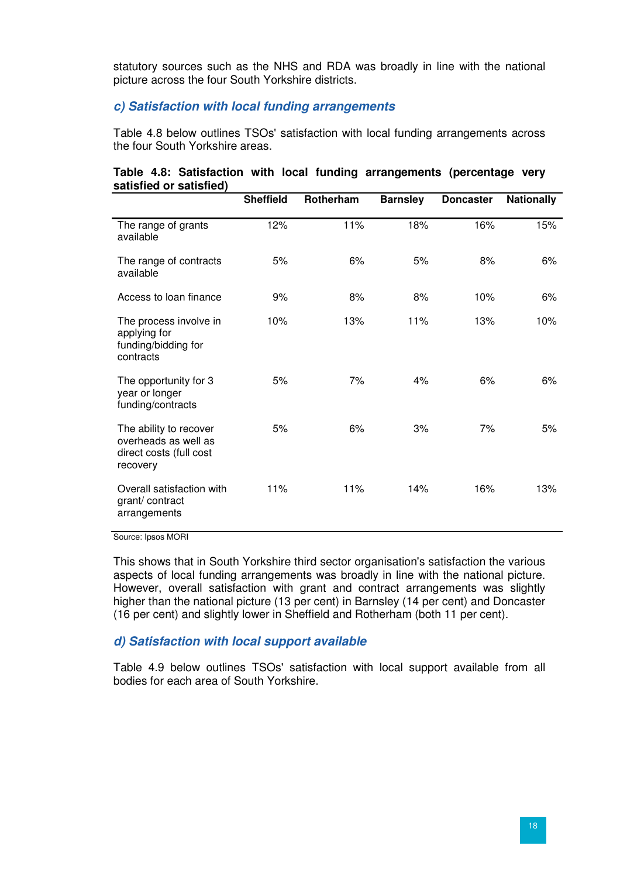statutory sources such as the NHS and RDA was broadly in line with the national picture across the four South Yorkshire districts.

### *c) Satisfaction with local funding arrangements*

Table 4.8 below outlines TSOs' satisfaction with local funding arrangements across the four South Yorkshire areas.

**Table 4.8: Satisfaction with local funding arrangements (percentage very satisfied or satisfied)**

| | Sheffield | Rotherham | Barnsley | Doncaster | Nationally |
|---|---|---|---|---|---|
| The range of grants available | 12% | 11% | 18% | 16% | 15% |
| The range of contracts available | 5% | 6% | 5% | 8% | 6% |
| Access to loan finance | 9% | 8% | 8% | 10% | 6% |
| The process involve in applying for funding/bidding for contracts | 10% | 13% | 11% | 13% | 10% |
| The opportunity for 3 year or longer funding/contracts | 5% | 7% | 4% | 6% | 6% |
| The ability to recover overheads as well as direct costs (full cost recovery | 5% | 6% | 3% | 7% | 5% |
| Overall satisfaction with grant/ contract arrangements | 11% | 11% | 14% | 16% | 13% |

Source: Ipsos MORI

This shows that in South Yorkshire third sector organisation's satisfaction the various aspects of local funding arrangements was broadly in line with the national picture. However, overall satisfaction with grant and contract arrangements was slightly higher than the national picture (13 per cent) in Barnsley (14 per cent) and Doncaster (16 per cent) and slightly lower in Sheffield and Rotherham (both 11 per cent).

### *d) Satisfaction with local support available*

Table 4.9 below outlines TSOs' satisfaction with local support available from all bodies for each area of South Yorkshire.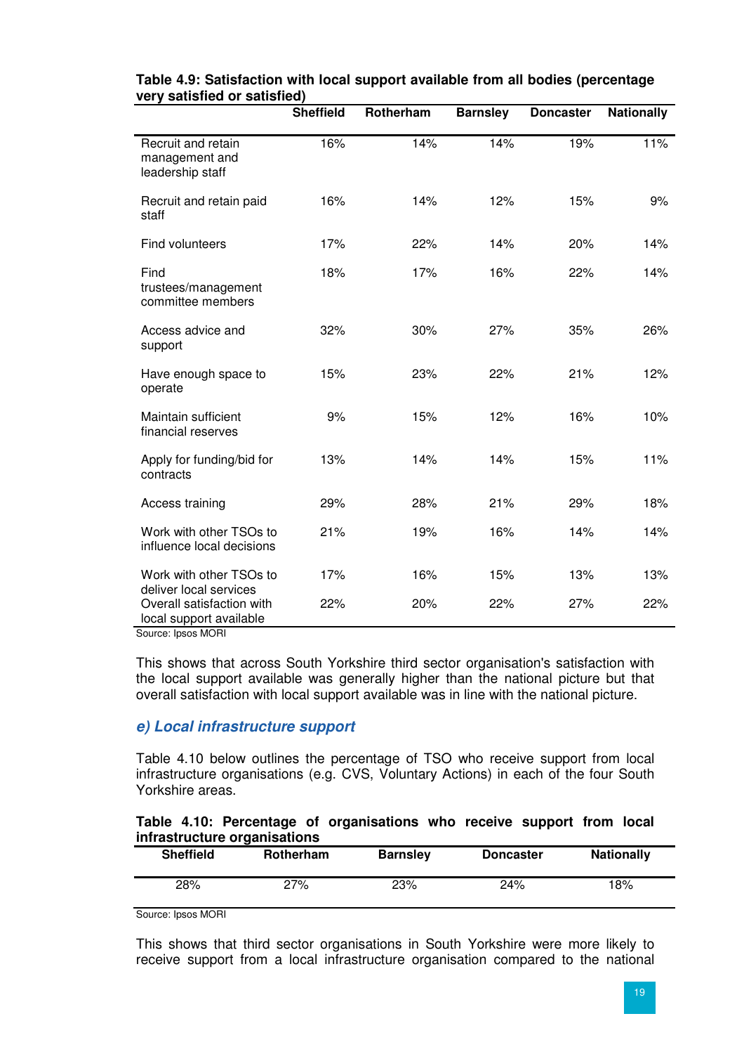**Table 4.9: Satisfaction with local support available from all bodies (percentage very satisfied or satisfied)**

| | Sheffield | Rotherham | Barnsley | Doncaster | Nationally |
|---|---|---|---|---|---|
| Recruit and retain management and leadership staff | 16% | 14% | 14% | 19% | 11% |
| Recruit and retain paid staff | 16% | 14% | 12% | 15% | 9% |
| Find volunteers | 17% | 22% | 14% | 20% | 14% |
| Find trustees/management committee members | 18% | 17% | 16% | 22% | 14% |
| Access advice and support | 32% | 30% | 27% | 35% | 26% |
| Have enough space to operate | 15% | 23% | 22% | 21% | 12% |
| Maintain sufficient financial reserves | 9% | 15% | 12% | 16% | 10% |
| Apply for funding/bid for contracts | 13% | 14% | 14% | 15% | 11% |
| Access training | 29% | 28% | 21% | 29% | 18% |
| Work with other TSOs to influence local decisions | 21% | 19% | 16% | 14% | 14% |
| Work with other TSOs to deliver local services | 17% | 16% | 15% | 13% | 13% |
| Overall satisfaction with local support available | 22% | 20% | 22% | 27% | 22% |

Source: Ipsos MORI

This shows that across South Yorkshire third sector organisation's satisfaction with the local support available was generally higher than the national picture but that overall satisfaction with local support available was in line with the national picture.

### *e) Local infrastructure support*

Table 4.10 below outlines the percentage of TSO who receive support from local infrastructure organisations (e.g. CVS, Voluntary Actions) in each of the four South Yorkshire areas.

**Table 4.10: Percentage of organisations who receive support from local infrastructure organisations**

| Sheffield | Rotherham | Barnsley | Doncaster | Nationally |
|---|---|---|---|---|
| 28% | 27% | 23% | 24% | 18% |

Source: Ipsos MORI

This shows that third sector organisations in South Yorkshire were more likely to receive support from a local infrastructure organisation compared to the national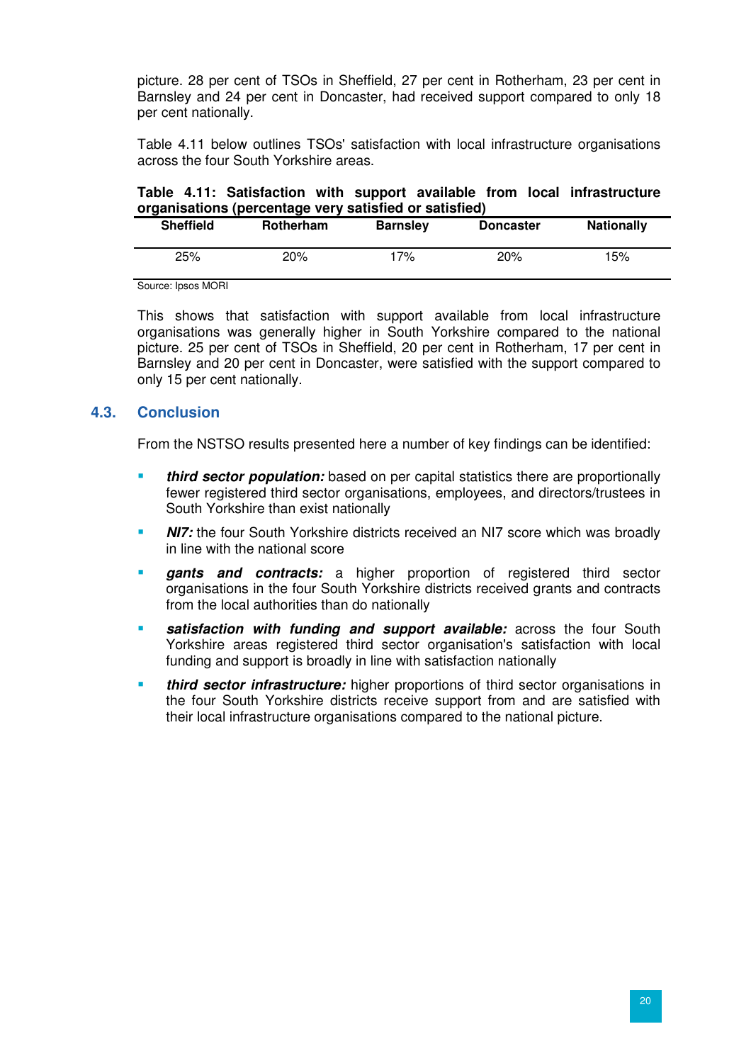picture. 28 per cent of TSOs in Sheffield, 27 per cent in Rotherham, 23 per cent in Barnsley and 24 per cent in Doncaster, had received support compared to only 18 per cent nationally.

Table 4.11 below outlines TSOs' satisfaction with local infrastructure organisations across the four South Yorkshire areas.

**Table 4.11: Satisfaction with support available from local infrastructure organisations (percentage very satisfied or satisfied)**

| Sheffield | Rotherham | Barnsley | Doncaster | Nationally |
|---|---|---|---|---|
| 25% | 20% | 17% | 20% | 15% |

Source: Ipsos MORI

This shows that satisfaction with support available from local infrastructure organisations was generally higher in South Yorkshire compared to the national picture. 25 per cent of TSOs in Sheffield, 20 per cent in Rotherham, 17 per cent in Barnsley and 20 per cent in Doncaster, were satisfied with the support compared to only 15 per cent nationally.

## 4.3. Conclusion

From the NSTSO results presented here a number of key findings can be identified:

- ***third sector population:*** based on per capital statistics there are proportionally fewer registered third sector organisations, employees, and directors/trustees in South Yorkshire than exist nationally
- ***NI7:*** the four South Yorkshire districts received an NI7 score which was broadly in line with the national score
- ***gants and contracts:*** a higher proportion of registered third sector organisations in the four South Yorkshire districts received grants and contracts from the local authorities than do nationally
- ***satisfaction with funding and support available:*** across the four South Yorkshire areas registered third sector organisation's satisfaction with local funding and support is broadly in line with satisfaction nationally
- ***third sector infrastructure:*** higher proportions of third sector organisations in the four South Yorkshire districts receive support from and are satisfied with their local infrastructure organisations compared to the national picture.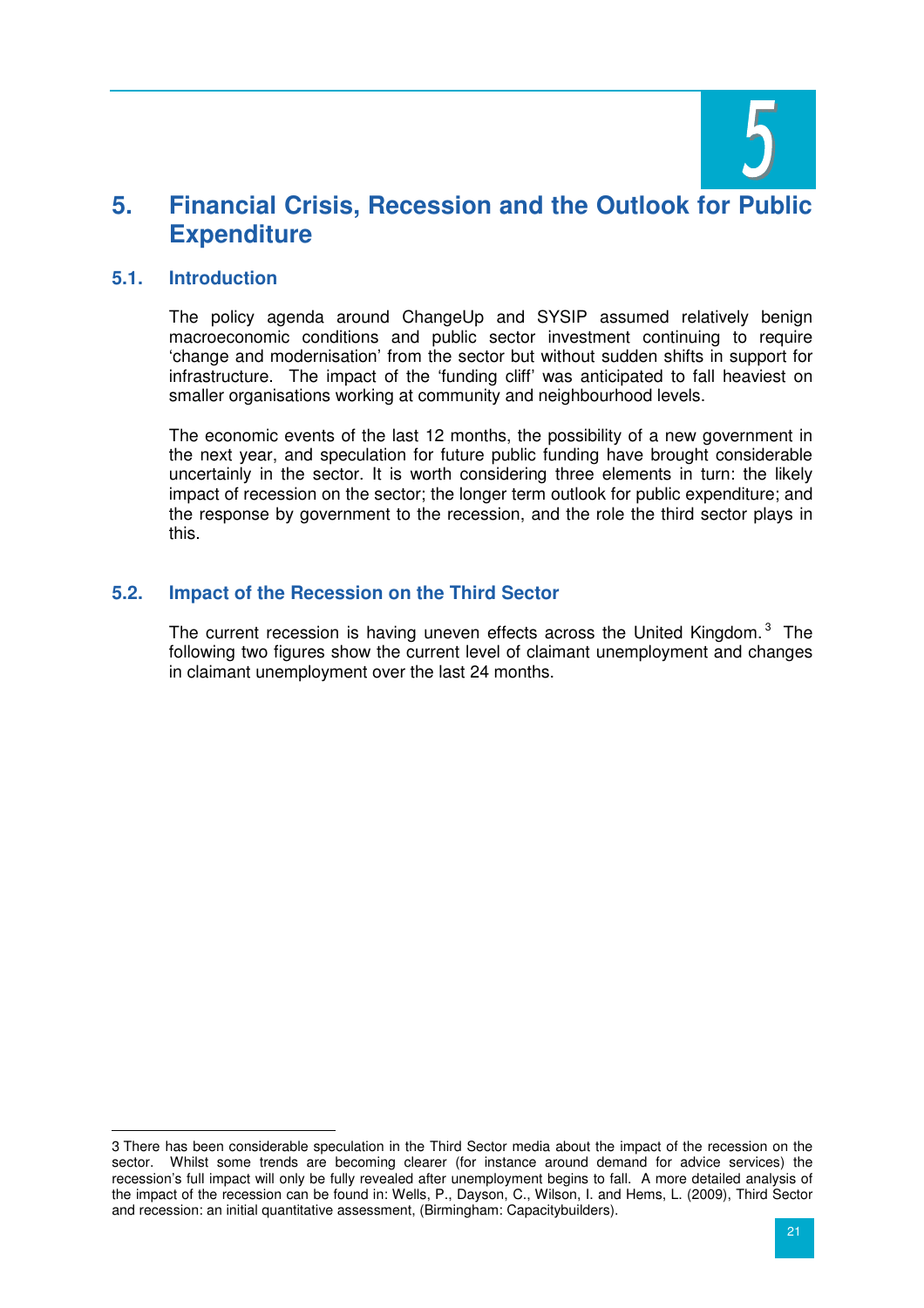# 5. Financial Crisis, Recession and the Outlook for Public Expenditure

## 5.1. Introduction

The policy agenda around ChangeUp and SYSIP assumed relatively benign macroeconomic conditions and public sector investment continuing to require 'change and modernisation' from the sector but without sudden shifts in support for infrastructure. The impact of the 'funding cliff' was anticipated to fall heaviest on smaller organisations working at community and neighbourhood levels.

The economic events of the last 12 months, the possibility of a new government in the next year, and speculation for future public funding have brought considerable uncertainly in the sector. It is worth considering three elements in turn: the likely impact of recession on the sector; the longer term outlook for public expenditure; and the response by government to the recession, and the role the third sector plays in this.

## 5.2. Impact of the Recession on the Third Sector

The current recession is having uneven effects across the United Kingdom.[3] The following two figures show the current level of claimant unemployment and changes in claimant unemployment over the last 24 months.

---

3 There has been considerable speculation in the Third Sector media about the impact of the recession on the sector. Whilst some trends are becoming clearer (for instance around demand for advice services) the recession's full impact will only be fully revealed after unemployment begins to fall. A more detailed analysis of the impact of the recession can be found in: Wells, P., Dayson, C., Wilson, I. and Hems, L. (2009), Third Sector and recession: an initial quantitative assessment, (Birmingham: Capacitybuilders).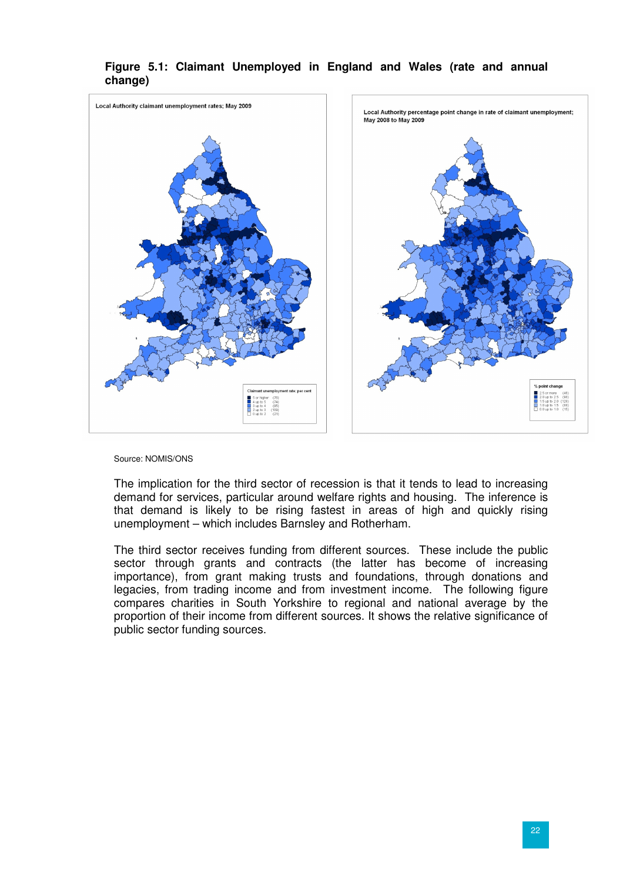**Figure 5.1: Claimant Unemployed in England and Wales (rate and annual change)**

Source: NOMIS/ONS

The implication for the third sector of recession is that it tends to lead to increasing demand for services, particular around welfare rights and housing. The inference is that demand is likely to be rising fastest in areas of high and quickly rising unemployment – which includes Barnsley and Rotherham.

The third sector receives funding from different sources. These include the public sector through grants and contracts (the latter has become of increasing importance), from grant making trusts and foundations, through donations and legacies, from trading income and from investment income. The following figure compares charities in South Yorkshire to regional and national average by the proportion of their income from different sources. It shows the relative significance of public sector funding sources.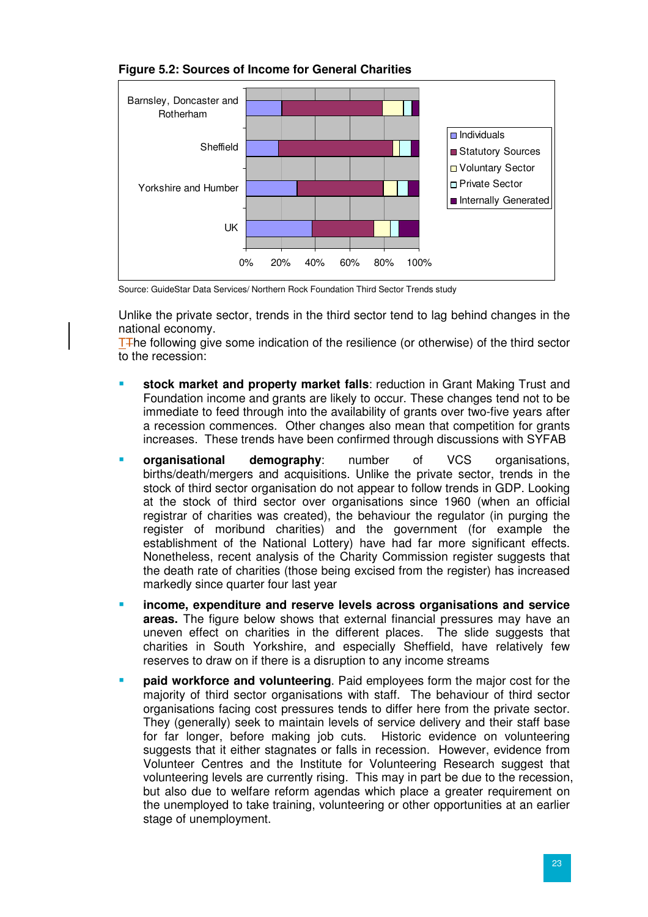**Figure 5.2: Sources of Income for General Charities**

Source: GuideStar Data Services/ Northern Rock Foundation Third Sector Trends study

Unlike the private sector, trends in the third sector tend to lag behind changes in the national economy.
The following give some indication of the resilience (or otherwise) of the third sector to the recession:

- **stock market and property market falls**: reduction in Grant Making Trust and Foundation income and grants are likely to occur. These changes tend not to be immediate to feed through into the availability of grants over two-five years after a recession commences. Other changes also mean that competition for grants increases. These trends have been confirmed through discussions with SYFAB
- **organisational demography**: number of VCS organisations, births/death/mergers and acquisitions. Unlike the private sector, trends in the stock of third sector organisation do not appear to follow trends in GDP. Looking at the stock of third sector over organisations since 1960 (when an official registrar of charities was created), the behaviour the regulator (in purging the register of moribund charities) and the government (for example the establishment of the National Lottery) have had far more significant effects. Nonetheless, recent analysis of the Charity Commission register suggests that the death rate of charities (those being excised from the register) has increased markedly since quarter four last year
- **income, expenditure and reserve levels across organisations and service areas.** The figure below shows that external financial pressures may have an uneven effect on charities in the different places. The slide suggests that charities in South Yorkshire, and especially Sheffield, have relatively few reserves to draw on if there is a disruption to any income streams
- **paid workforce and volunteering**. Paid employees form the major cost for the majority of third sector organisations with staff. The behaviour of third sector organisations facing cost pressures tends to differ here from the private sector. They (generally) seek to maintain levels of service delivery and their staff base for far longer, before making job cuts. Historic evidence on volunteering suggests that it either stagnates or falls in recession. However, evidence from Volunteer Centres and the Institute for Volunteering Research suggest that volunteering levels are currently rising. This may in part be due to the recession, but also due to welfare reform agendas which place a greater requirement on the unemployed to take training, volunteering or other opportunities at an earlier stage of unemployment.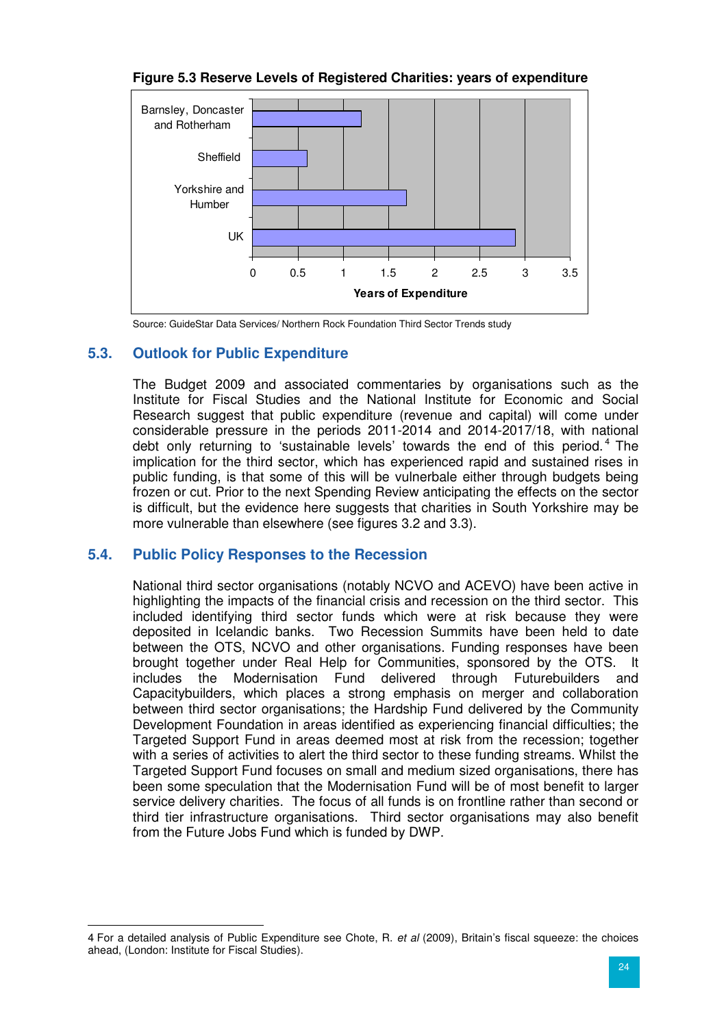**Figure 5.3 Reserve Levels of Registered Charities: years of expenditure**

Source: GuideStar Data Services/ Northern Rock Foundation Third Sector Trends study

## 5.3. Outlook for Public Expenditure

The Budget 2009 and associated commentaries by organisations such as the Institute for Fiscal Studies and the National Institute for Economic and Social Research suggest that public expenditure (revenue and capital) will come under considerable pressure in the periods 2011-2014 and 2014-2017/18, with national debt only returning to 'sustainable levels' towards the end of this period.[4] The implication for the third sector, which has experienced rapid and sustained rises in public funding, is that some of this will be vulnerbale either through budgets being frozen or cut. Prior to the next Spending Review anticipating the effects on the sector is difficult, but the evidence here suggests that charities in South Yorkshire may be more vulnerable than elsewhere (see figures 3.2 and 3.3).

## 5.4. Public Policy Responses to the Recession

National third sector organisations (notably NCVO and ACEVO) have been active in highlighting the impacts of the financial crisis and recession on the third sector. This included identifying third sector funds which were at risk because they were deposited in Icelandic banks. Two Recession Summits have been held to date between the OTS, NCVO and other organisations. Funding responses have been brought together under Real Help for Communities, sponsored by the OTS. It includes the Modernisation Fund delivered through Futurebuilders and Capacitybuilders, which places a strong emphasis on merger and collaboration between third sector organisations; the Hardship Fund delivered by the Community Development Foundation in areas identified as experiencing financial difficulties; the Targeted Support Fund in areas deemed most at risk from the recession; together with a series of activities to alert the third sector to these funding streams. Whilst the Targeted Support Fund focuses on small and medium sized organisations, there has been some speculation that the Modernisation Fund will be of most benefit to larger service delivery charities. The focus of all funds is on frontline rather than second or third tier infrastructure organisations. Third sector organisations may also benefit from the Future Jobs Fund which is funded by DWP.

---

4 For a detailed analysis of Public Expenditure see Chote, R. *et al* (2009), Britain's fiscal squeeze: the choices ahead, (London: Institute for Fiscal Studies).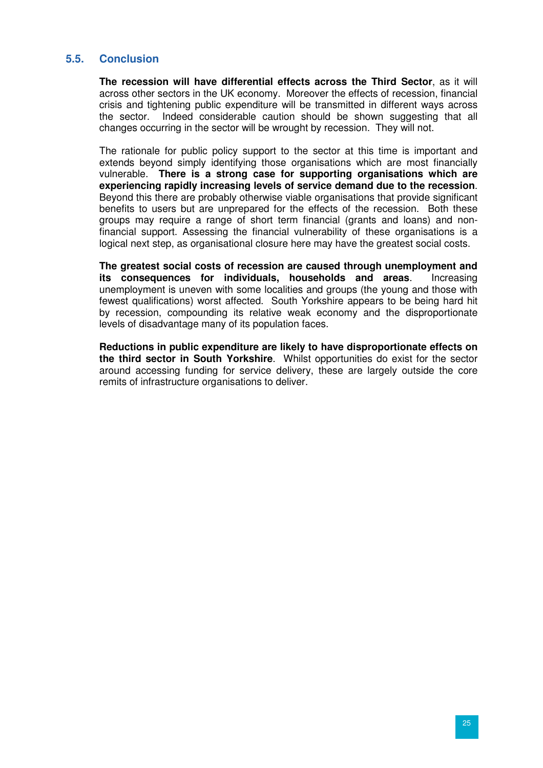## 5.5. Conclusion

**The recession will have differential effects across the Third Sector**, as it will across other sectors in the UK economy. Moreover the effects of recession, financial crisis and tightening public expenditure will be transmitted in different ways across the sector. Indeed considerable caution should be shown suggesting that all changes occurring in the sector will be wrought by recession. They will not.

The rationale for public policy support to the sector at this time is important and extends beyond simply identifying those organisations which are most financially vulnerable. **There is a strong case for supporting organisations which are experiencing rapidly increasing levels of service demand due to the recession**. Beyond this there are probably otherwise viable organisations that provide significant benefits to users but are unprepared for the effects of the recession. Both these groups may require a range of short term financial (grants and loans) and non-financial support. Assessing the financial vulnerability of these organisations is a logical next step, as organisational closure here may have the greatest social costs.

**The greatest social costs of recession are caused through unemployment and its consequences for individuals, households and areas**. Increasing unemployment is uneven with some localities and groups (the young and those with fewest qualifications) worst affected. South Yorkshire appears to be being hard hit by recession, compounding its relative weak economy and the disproportionate levels of disadvantage many of its population faces.

**Reductions in public expenditure are likely to have disproportionate effects on the third sector in South Yorkshire**. Whilst opportunities do exist for the sector around accessing funding for service delivery, these are largely outside the core remits of infrastructure organisations to deliver.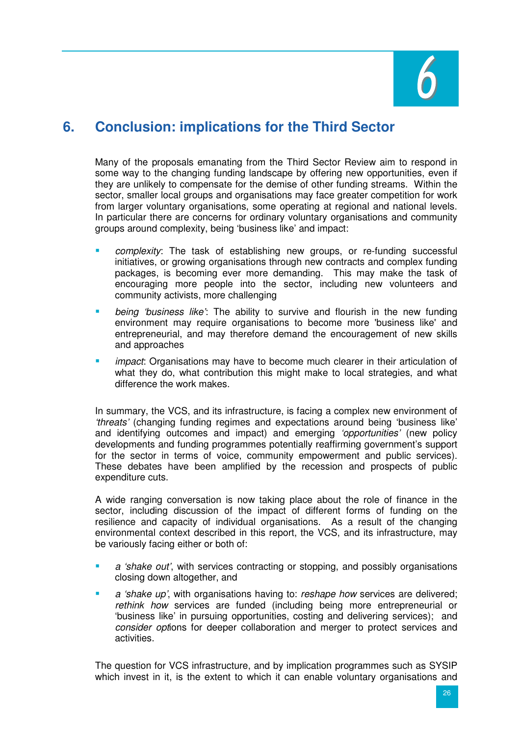# 6. Conclusion: implications for the Third Sector

Many of the proposals emanating from the Third Sector Review aim to respond in some way to the changing funding landscape by offering new opportunities, even if they are unlikely to compensate for the demise of other funding streams. Within the sector, smaller local groups and organisations may face greater competition for work from larger voluntary organisations, some operating at regional and national levels. In particular there are concerns for ordinary voluntary organisations and community groups around complexity, being 'business like' and impact:

- *complexity*: The task of establishing new groups, or re-funding successful initiatives, or growing organisations through new contracts and complex funding packages, is becoming ever more demanding. This may make the task of encouraging more people into the sector, including new volunteers and community activists, more challenging
- *being 'business like'*: The ability to survive and flourish in the new funding environment may require organisations to become more 'business like' and entrepreneurial, and may therefore demand the encouragement of new skills and approaches
- *impact*: Organisations may have to become much clearer in their articulation of what they do, what contribution this might make to local strategies, and what difference the work makes.

In summary, the VCS, and its infrastructure, is facing a complex new environment of *'threats'* (changing funding regimes and expectations around being 'business like' and identifying outcomes and impact) and emerging *'opportunities'* (new policy developments and funding programmes potentially reaffirming government's support for the sector in terms of voice, community empowerment and public services). These debates have been amplified by the recession and prospects of public expenditure cuts.

A wide ranging conversation is now taking place about the role of finance in the sector, including discussion of the impact of different forms of funding on the resilience and capacity of individual organisations. As a result of the changing environmental context described in this report, the VCS, and its infrastructure, may be variously facing either or both of:

- *a 'shake out'*, with services contracting or stopping, and possibly organisations closing down altogether, and
- *a 'shake up'*, with organisations having to: *reshape how* services are delivered; *rethink how* services are funded (including being more entrepreneurial or 'business like' in pursuing opportunities, costing and delivering services); and *consider options* for deeper collaboration and merger to protect services and activities.

The question for VCS infrastructure, and by implication programmes such as SYSIP which invest in it, is the extent to which it can enable voluntary organisations and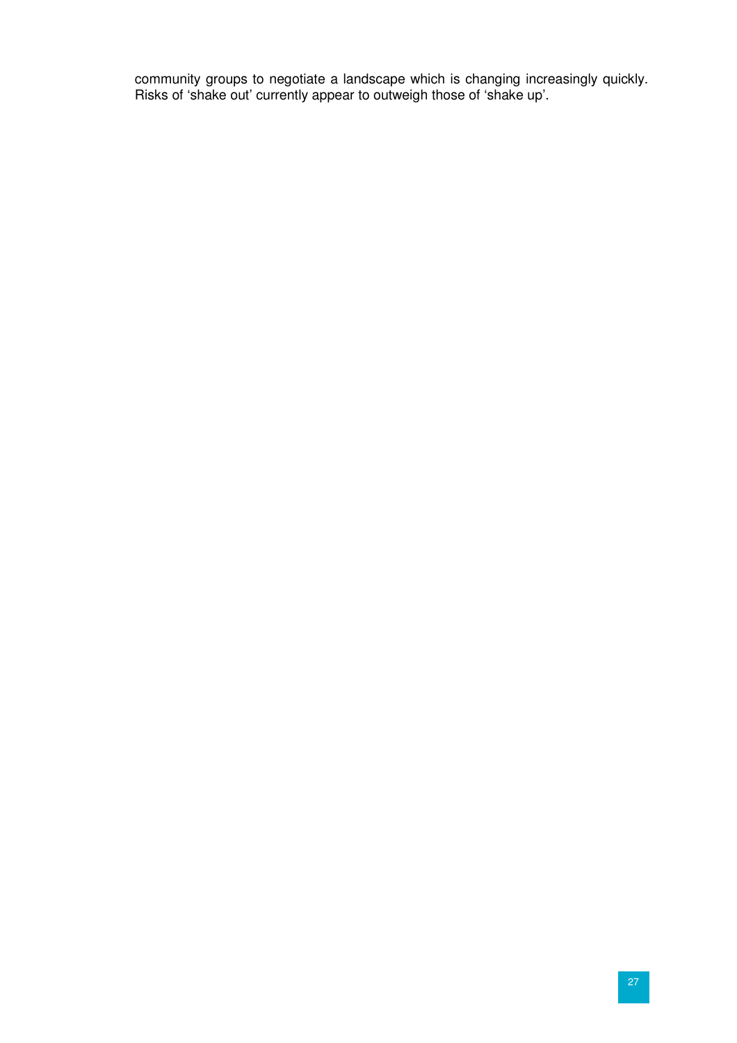community groups to negotiate a landscape which is changing increasingly quickly. Risks of 'shake out' currently appear to outweigh those of 'shake up'.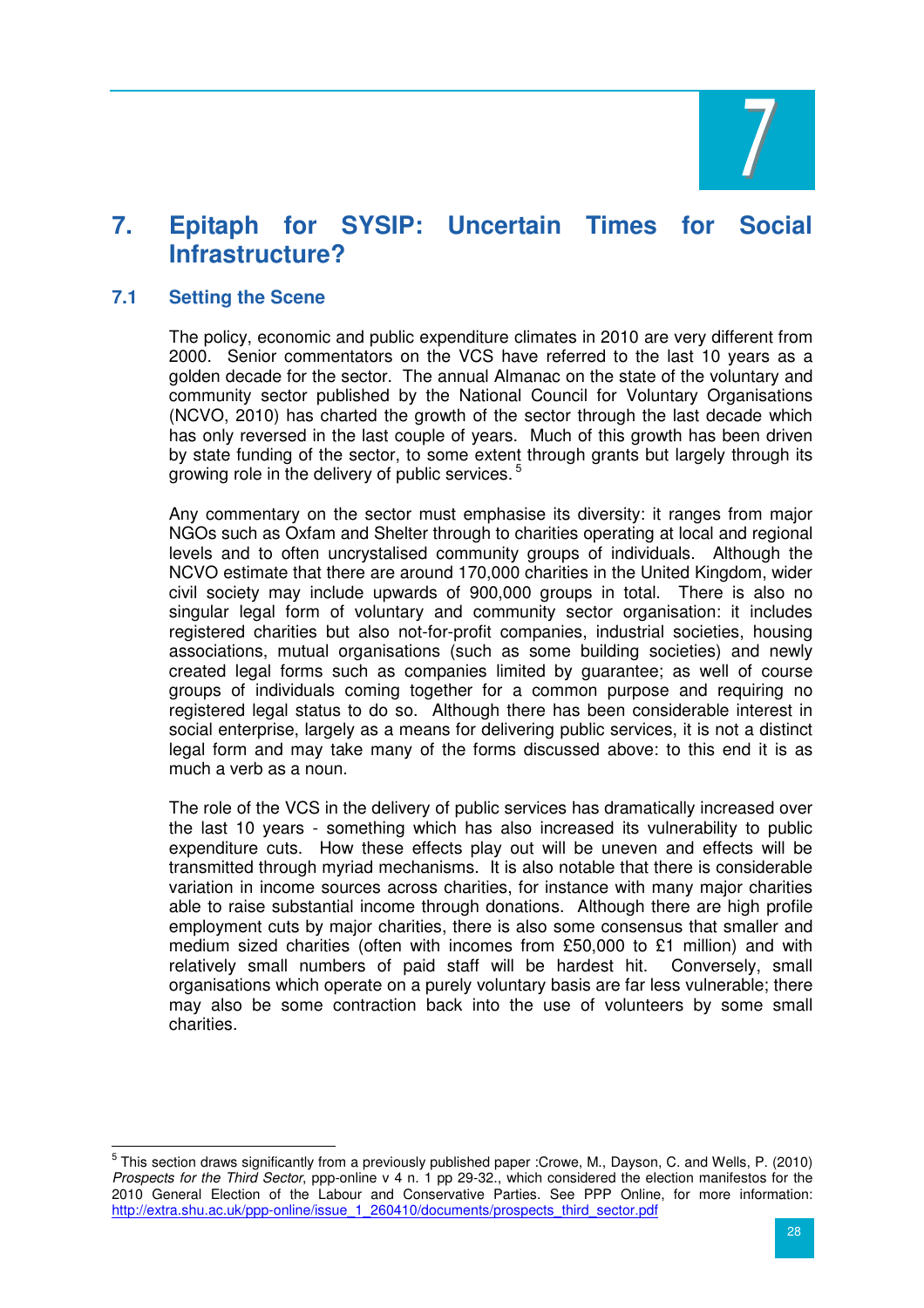# 7. Epitaph for SYSIP: Uncertain Times for Social Infrastructure?

## 7.1 Setting the Scene

The policy, economic and public expenditure climates in 2010 are very different from 2000. Senior commentators on the VCS have referred to the last 10 years as a golden decade for the sector. The annual Almanac on the state of the voluntary and community sector published by the National Council for Voluntary Organisations (NCVO, 2010) has charted the growth of the sector through the last decade which has only reversed in the last couple of years. Much of this growth has been driven by state funding of the sector, to some extent through grants but largely through its growing role in the delivery of public services. [5]

Any commentary on the sector must emphasise its diversity: it ranges from major NGOs such as Oxfam and Shelter through to charities operating at local and regional levels and to often uncrystalised community groups of individuals. Although the NCVO estimate that there are around 170,000 charities in the United Kingdom, wider civil society may include upwards of 900,000 groups in total. There is also no singular legal form of voluntary and community sector organisation: it includes registered charities but also not-for-profit companies, industrial societies, housing associations, mutual organisations (such as some building societies) and newly created legal forms such as companies limited by guarantee; as well of course groups of individuals coming together for a common purpose and requiring no registered legal status to do so. Although there has been considerable interest in social enterprise, largely as a means for delivering public services, it is not a distinct legal form and may take many of the forms discussed above: to this end it is as much a verb as a noun.

The role of the VCS in the delivery of public services has dramatically increased over the last 10 years - something which has also increased its vulnerability to public expenditure cuts. How these effects play out will be uneven and effects will be transmitted through myriad mechanisms. It is also notable that there is considerable variation in income sources across charities, for instance with many major charities able to raise substantial income through donations. Although there are high profile employment cuts by major charities, there is also some consensus that smaller and medium sized charities (often with incomes from £50,000 to £1 million) and with relatively small numbers of paid staff will be hardest hit. Conversely, small organisations which operate on a purely voluntary basis are far less vulnerable; there may also be some contraction back into the use of volunteers by some small charities.

---

[5] This section draws significantly from a previously published paper :Crowe, M., Dayson, C. and Wells, P. (2010) *Prospects for the Third Sector*, ppp-online v 4 n. 1 pp 29-32., which considered the election manifestos for the 2010 General Election of the Labour and Conservative Parties. See PPP Online, for more information: http://extra.shu.ac.uk/ppp-online/issue_1_260410/documents/prospects_third_sector.pdf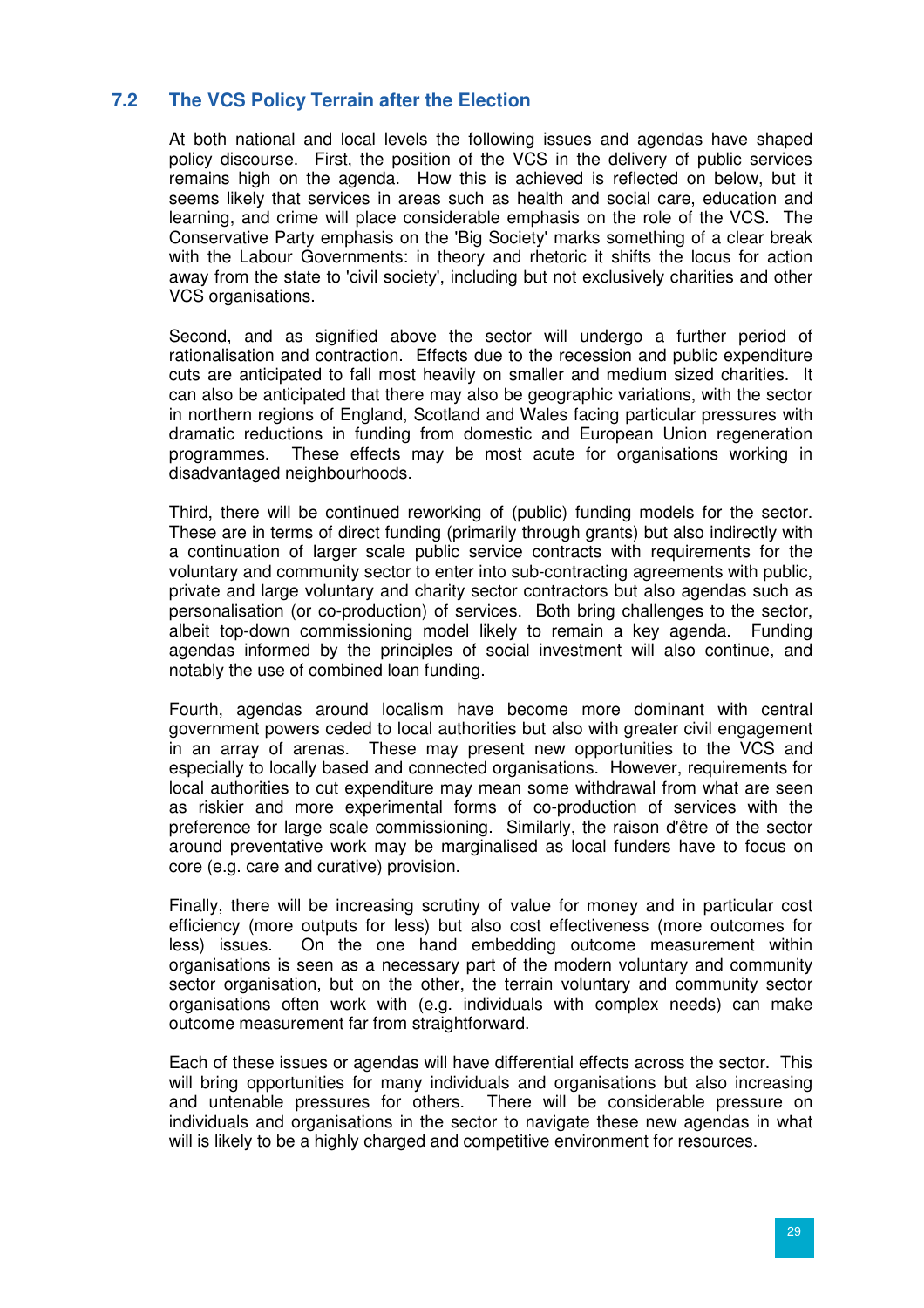## 7.2 The VCS Policy Terrain after the Election

At both national and local levels the following issues and agendas have shaped policy discourse. First, the position of the VCS in the delivery of public services remains high on the agenda. How this is achieved is reflected on below, but it seems likely that services in areas such as health and social care, education and learning, and crime will place considerable emphasis on the role of the VCS. The Conservative Party emphasis on the 'Big Society' marks something of a clear break with the Labour Governments: in theory and rhetoric it shifts the locus for action away from the state to 'civil society', including but not exclusively charities and other VCS organisations.

Second, and as signified above the sector will undergo a further period of rationalisation and contraction. Effects due to the recession and public expenditure cuts are anticipated to fall most heavily on smaller and medium sized charities. It can also be anticipated that there may also be geographic variations, with the sector in northern regions of England, Scotland and Wales facing particular pressures with dramatic reductions in funding from domestic and European Union regeneration programmes. These effects may be most acute for organisations working in disadvantaged neighbourhoods.

Third, there will be continued reworking of (public) funding models for the sector. These are in terms of direct funding (primarily through grants) but also indirectly with a continuation of larger scale public service contracts with requirements for the voluntary and community sector to enter into sub-contracting agreements with public, private and large voluntary and charity sector contractors but also agendas such as personalisation (or co-production) of services. Both bring challenges to the sector, albeit top-down commissioning model likely to remain a key agenda. Funding agendas informed by the principles of social investment will also continue, and notably the use of combined loan funding.

Fourth, agendas around localism have become more dominant with central government powers ceded to local authorities but also with greater civil engagement in an array of arenas. These may present new opportunities to the VCS and especially to locally based and connected organisations. However, requirements for local authorities to cut expenditure may mean some withdrawal from what are seen as riskier and more experimental forms of co-production of services with the preference for large scale commissioning. Similarly, the raison d'être of the sector around preventative work may be marginalised as local funders have to focus on core (e.g. care and curative) provision.

Finally, there will be increasing scrutiny of value for money and in particular cost efficiency (more outputs for less) but also cost effectiveness (more outcomes for less) issues. On the one hand embedding outcome measurement within organisations is seen as a necessary part of the modern voluntary and community sector organisation, but on the other, the terrain voluntary and community sector organisations often work with (e.g. individuals with complex needs) can make outcome measurement far from straightforward.

Each of these issues or agendas will have differential effects across the sector. This will bring opportunities for many individuals and organisations but also increasing and untenable pressures for others. There will be considerable pressure on individuals and organisations in the sector to navigate these new agendas in what will is likely to be a highly charged and competitive environment for resources.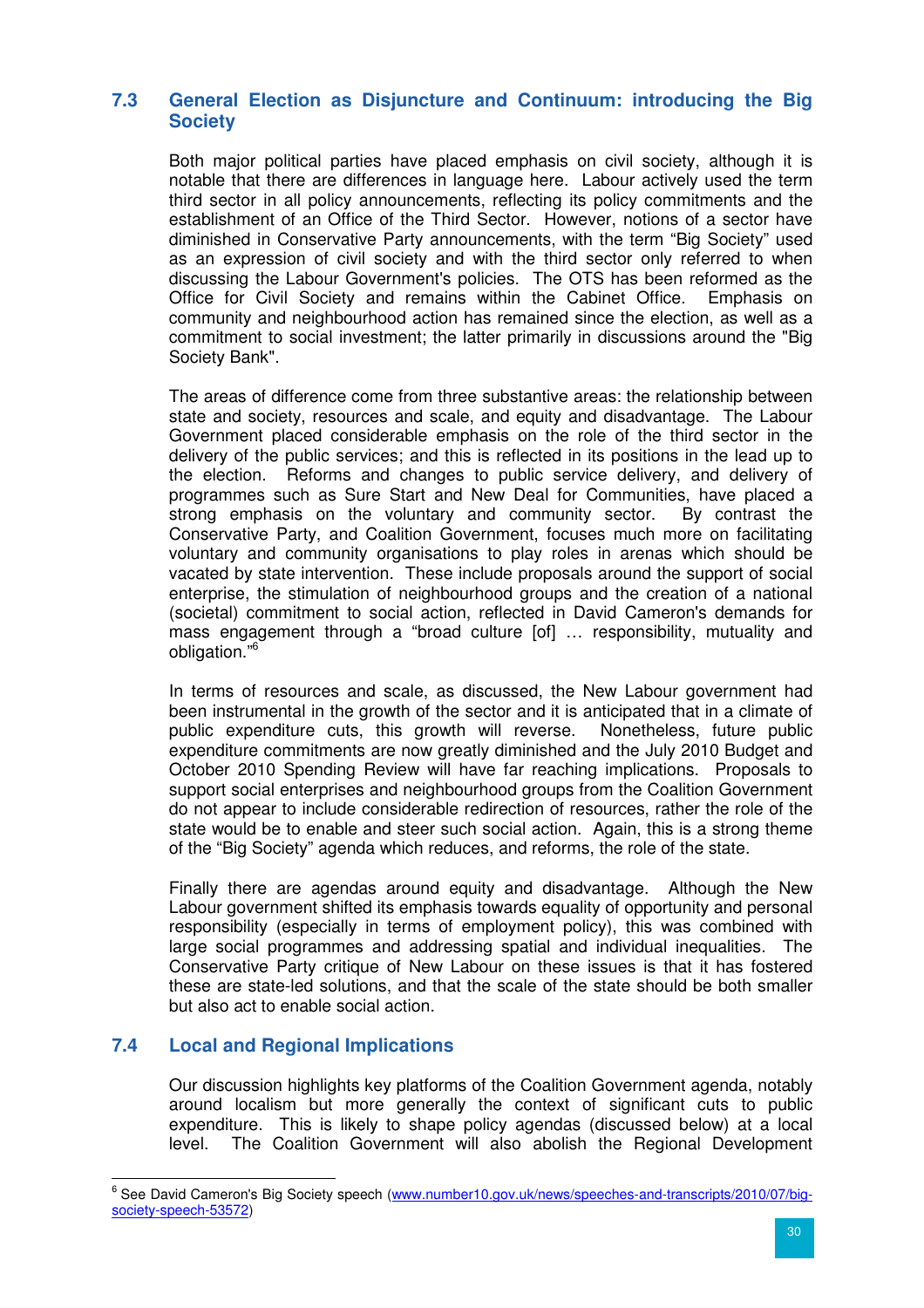## 7.3 General Election as Disjuncture and Continuum: introducing the Big Society

Both major political parties have placed emphasis on civil society, although it is notable that there are differences in language here. Labour actively used the term third sector in all policy announcements, reflecting its policy commitments and the establishment of an Office of the Third Sector. However, notions of a sector have diminished in Conservative Party announcements, with the term "Big Society" used as an expression of civil society and with the third sector only referred to when discussing the Labour Government's policies. The OTS has been reformed as the Office for Civil Society and remains within the Cabinet Office. Emphasis on community and neighbourhood action has remained since the election, as well as a commitment to social investment; the latter primarily in discussions around the "Big Society Bank".

The areas of difference come from three substantive areas: the relationship between state and society, resources and scale, and equity and disadvantage. The Labour Government placed considerable emphasis on the role of the third sector in the delivery of the public services; and this is reflected in its positions in the lead up to the election. Reforms and changes to public service delivery, and delivery of programmes such as Sure Start and New Deal for Communities, have placed a strong emphasis on the voluntary and community sector. By contrast the Conservative Party, and Coalition Government, focuses much more on facilitating voluntary and community organisations to play roles in arenas which should be vacated by state intervention. These include proposals around the support of social enterprise, the stimulation of neighbourhood groups and the creation of a national (societal) commitment to social action, reflected in David Cameron's demands for mass engagement through a "broad culture [of] … responsibility, mutuality and obligation."[6]

In terms of resources and scale, as discussed, the New Labour government had been instrumental in the growth of the sector and it is anticipated that in a climate of public expenditure cuts, this growth will reverse. Nonetheless, future public expenditure commitments are now greatly diminished and the July 2010 Budget and October 2010 Spending Review will have far reaching implications. Proposals to support social enterprises and neighbourhood groups from the Coalition Government do not appear to include considerable redirection of resources, rather the role of the state would be to enable and steer such social action. Again, this is a strong theme of the "Big Society" agenda which reduces, and reforms, the role of the state.

Finally there are agendas around equity and disadvantage. Although the New Labour government shifted its emphasis towards equality of opportunity and personal responsibility (especially in terms of employment policy), this was combined with large social programmes and addressing spatial and individual inequalities. The Conservative Party critique of New Labour on these issues is that it has fostered these are state-led solutions, and that the scale of the state should be both smaller but also act to enable social action.

## 7.4 Local and Regional Implications

Our discussion highlights key platforms of the Coalition Government agenda, notably around localism but more generally the context of significant cuts to public expenditure. This is likely to shape policy agendas (discussed below) at a local level. The Coalition Government will also abolish the Regional Development

---

[6] See David Cameron's Big Society speech (www.number10.gov.uk/news/speeches-and-transcripts/2010/07/big-society-speech-53572)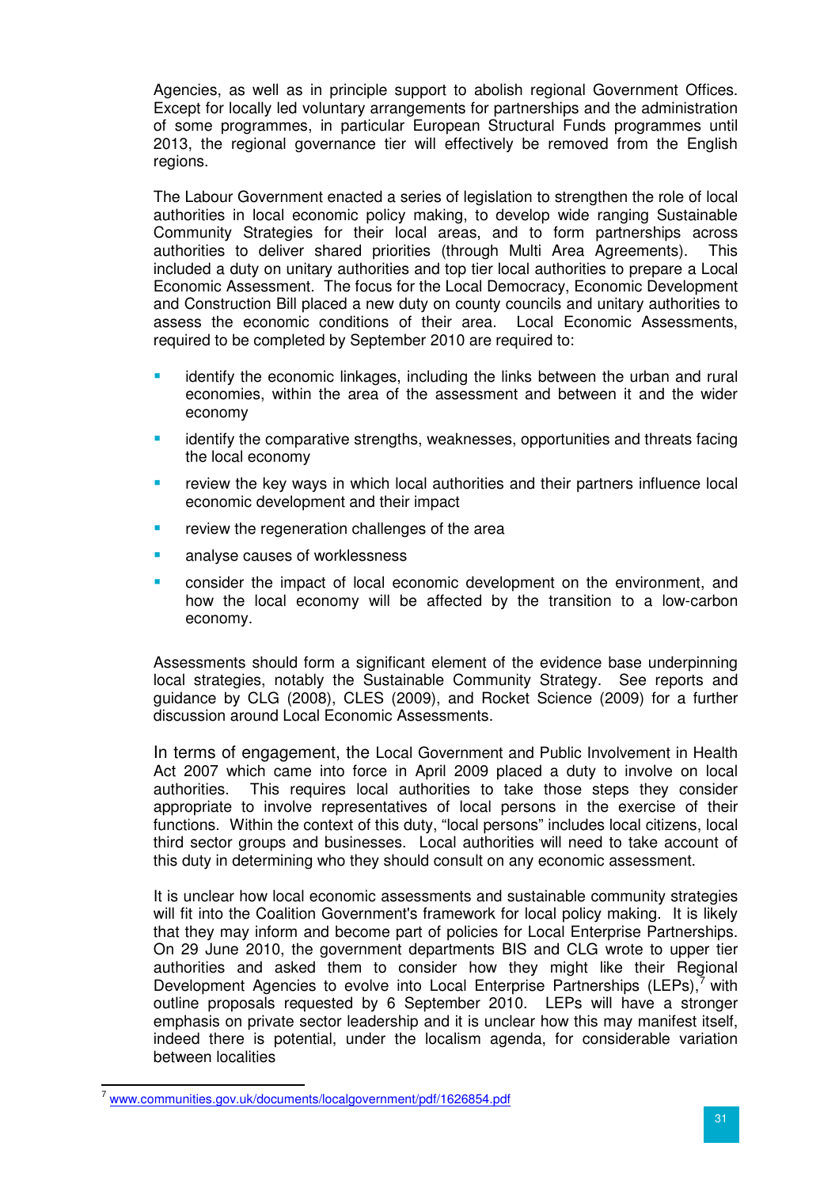Agencies, as well as in principle support to abolish regional Government Offices. Except for locally led voluntary arrangements for partnerships and the administration of some programmes, in particular European Structural Funds programmes until 2013, the regional governance tier will effectively be removed from the English regions.

The Labour Government enacted a series of legislation to strengthen the role of local authorities in local economic policy making, to develop wide ranging Sustainable Community Strategies for their local areas, and to form partnerships across authorities to deliver shared priorities (through Multi Area Agreements). This included a duty on unitary authorities and top tier local authorities to prepare a Local Economic Assessment. The focus for the Local Democracy, Economic Development and Construction Bill placed a new duty on county councils and unitary authorities to assess the economic conditions of their area. Local Economic Assessments, required to be completed by September 2010 are required to:

- identify the economic linkages, including the links between the urban and rural economies, within the area of the assessment and between it and the wider economy
- identify the comparative strengths, weaknesses, opportunities and threats facing the local economy
- review the key ways in which local authorities and their partners influence local economic development and their impact
- review the regeneration challenges of the area
- analyse causes of worklessness
- consider the impact of local economic development on the environment, and how the local economy will be affected by the transition to a low-carbon economy.

Assessments should form a significant element of the evidence base underpinning local strategies, notably the Sustainable Community Strategy. See reports and guidance by CLG (2008), CLES (2009), and Rocket Science (2009) for a further discussion around Local Economic Assessments.

In terms of engagement, the Local Government and Public Involvement in Health Act 2007 which came into force in April 2009 placed a duty to involve on local authorities. This requires local authorities to take those steps they consider appropriate to involve representatives of local persons in the exercise of their functions. Within the context of this duty, "local persons" includes local citizens, local third sector groups and businesses. Local authorities will need to take account of this duty in determining who they should consult on any economic assessment.

It is unclear how local economic assessments and sustainable community strategies will fit into the Coalition Government's framework for local policy making. It is likely that they may inform and become part of policies for Local Enterprise Partnerships. On 29 June 2010, the government departments BIS and CLG wrote to upper tier authorities and asked them to consider how they might like their Regional Development Agencies to evolve into Local Enterprise Partnerships (LEPs),[7] with outline proposals requested by 6 September 2010. LEPs will have a stronger emphasis on private sector leadership and it is unclear how this may manifest itself, indeed there is potential, under the localism agenda, for considerable variation between localities

[7] www.communities.gov.uk/documents/localgovernment/pdf/1626854.pdf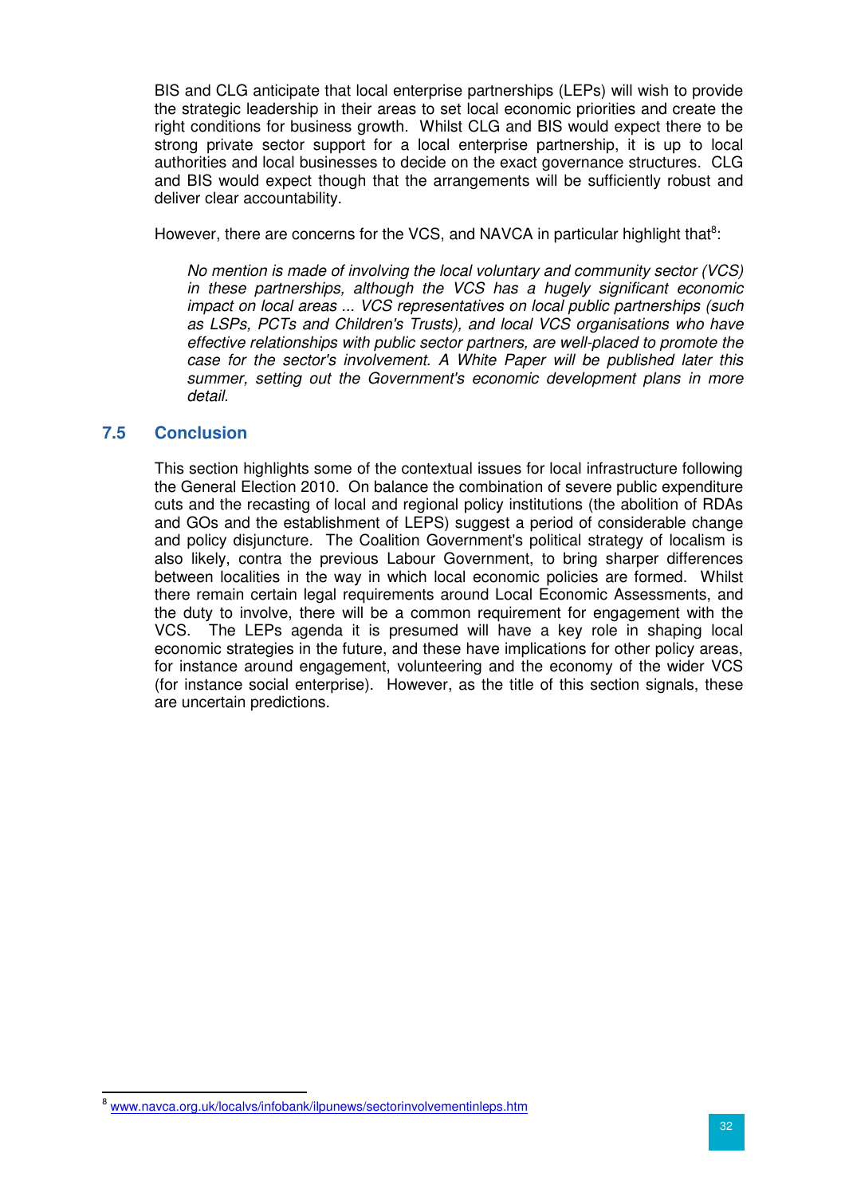BIS and CLG anticipate that local enterprise partnerships (LEPs) will wish to provide the strategic leadership in their areas to set local economic priorities and create the right conditions for business growth. Whilst CLG and BIS would expect there to be strong private sector support for a local enterprise partnership, it is up to local authorities and local businesses to decide on the exact governance structures. CLG and BIS would expect though that the arrangements will be sufficiently robust and deliver clear accountability.

However, there are concerns for the VCS, and NAVCA in particular highlight that[8]:

> *No mention is made of involving the local voluntary and community sector (VCS) in these partnerships, although the VCS has a hugely significant economic impact on local areas ... VCS representatives on local public partnerships (such as LSPs, PCTs and Children's Trusts), and local VCS organisations who have effective relationships with public sector partners, are well-placed to promote the case for the sector's involvement. A White Paper will be published later this summer, setting out the Government's economic development plans in more detail.*

## 7.5 Conclusion

This section highlights some of the contextual issues for local infrastructure following the General Election 2010. On balance the combination of severe public expenditure cuts and the recasting of local and regional policy institutions (the abolition of RDAs and GOs and the establishment of LEPS) suggest a period of considerable change and policy disjuncture. The Coalition Government's political strategy of localism is also likely, contra the previous Labour Government, to bring sharper differences between localities in the way in which local economic policies are formed. Whilst there remain certain legal requirements around Local Economic Assessments, and the duty to involve, there will be a common requirement for engagement with the VCS. The LEPs agenda it is presumed will have a key role in shaping local economic strategies in the future, and these have implications for other policy areas, for instance around engagement, volunteering and the economy of the wider VCS (for instance social enterprise). However, as the title of this section signals, these are uncertain predictions.

---

[8] www.navca.org.uk/localvs/infobank/ilpunews/sectorinvolvementinleps.htm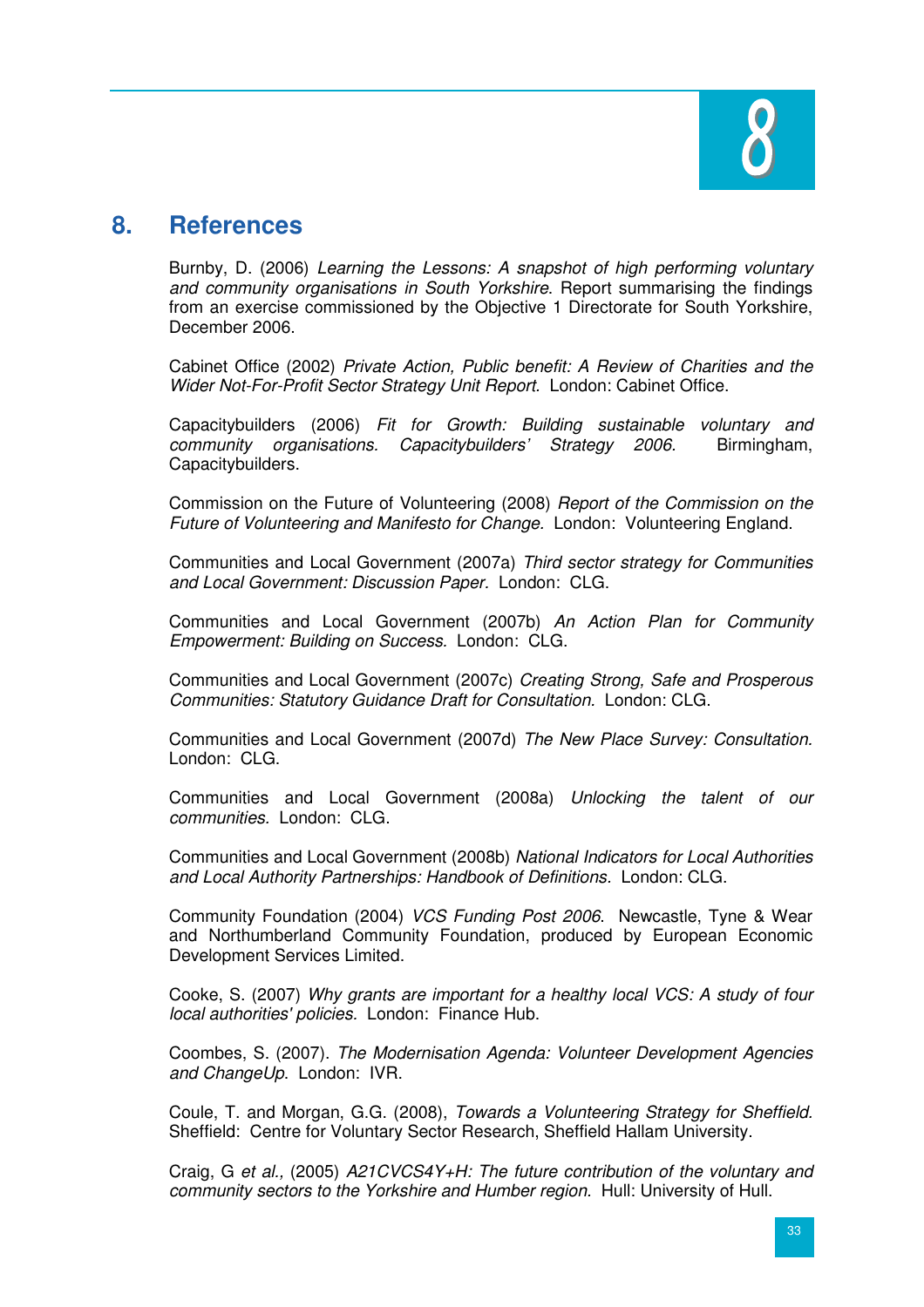## 8. References

Burnby, D. (2006) *Learning the Lessons: A snapshot of high performing voluntary and community organisations in South Yorkshire*. Report summarising the findings from an exercise commissioned by the Objective 1 Directorate for South Yorkshire, December 2006.

Cabinet Office (2002) *Private Action, Public benefit: A Review of Charities and the Wider Not-For-Profit Sector Strategy Unit Report.* London: Cabinet Office.

Capacitybuilders (2006) *Fit for Growth: Building sustainable voluntary and community organisations. Capacitybuilders' Strategy 2006.* Birmingham, Capacitybuilders.

Commission on the Future of Volunteering (2008) *Report of the Commission on the Future of Volunteering and Manifesto for Change*. London: Volunteering England.

Communities and Local Government (2007a) *Third sector strategy for Communities and Local Government: Discussion Paper.* London: CLG.

Communities and Local Government (2007b) *An Action Plan for Community Empowerment: Building on Success.* London: CLG.

Communities and Local Government (2007c) *Creating Strong, Safe and Prosperous Communities: Statutory Guidance Draft for Consultation.* London: CLG.

Communities and Local Government (2007d) *The New Place Survey: Consultation.* London: CLG.

Communities and Local Government (2008a) *Unlocking the talent of our communities.* London: CLG.

Communities and Local Government (2008b) *National Indicators for Local Authorities and Local Authority Partnerships: Handbook of Definitions.* London: CLG.

Community Foundation (2004) *VCS Funding Post 2006*. Newcastle, Tyne & Wear and Northumberland Community Foundation, produced by European Economic Development Services Limited.

Cooke, S. (2007) *Why grants are important for a healthy local VCS: A study of four local authorities' policies.* London: Finance Hub.

Coombes, S. (2007). *The Modernisation Agenda: Volunteer Development Agencies and ChangeUp*. London: IVR.

Coule, T. and Morgan, G.G. (2008), *Towards a Volunteering Strategy for Sheffield.* Sheffield: Centre for Voluntary Sector Research, Sheffield Hallam University.

Craig, G *et al.,* (2005) *A21CVCS4Y+H: The future contribution of the voluntary and community sectors to the Yorkshire and Humber region.* Hull: University of Hull.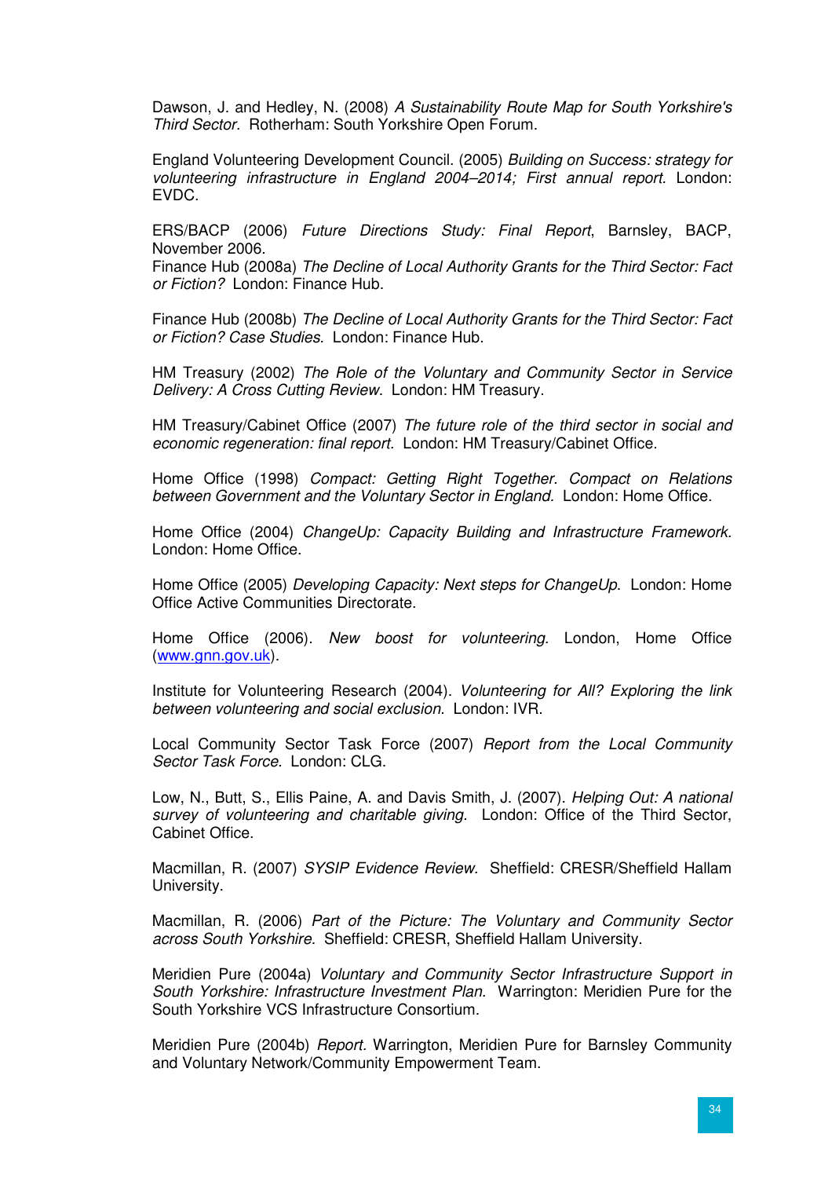Dawson, J. and Hedley, N. (2008) *A Sustainability Route Map for South Yorkshire's Third Sector.* Rotherham: South Yorkshire Open Forum.

England Volunteering Development Council. (2005) *Building on Success: strategy for volunteering infrastructure in England 2004–2014; First annual report.* London: EVDC.

ERS/BACP (2006) *Future Directions Study: Final Report*, Barnsley, BACP, November 2006.
Finance Hub (2008a) *The Decline of Local Authority Grants for the Third Sector: Fact or Fiction?* London: Finance Hub.

Finance Hub (2008b) *The Decline of Local Authority Grants for the Third Sector: Fact or Fiction? Case Studies.* London: Finance Hub.

HM Treasury (2002) *The Role of the Voluntary and Community Sector in Service Delivery: A Cross Cutting Review.* London: HM Treasury.

HM Treasury/Cabinet Office (2007) *The future role of the third sector in social and economic regeneration: final report.* London: HM Treasury/Cabinet Office.

Home Office (1998) *Compact: Getting Right Together. Compact on Relations between Government and the Voluntary Sector in England.* London: Home Office.

Home Office (2004) *ChangeUp: Capacity Building and Infrastructure Framework.* London: Home Office.

Home Office (2005) *Developing Capacity: Next steps for ChangeUp.* London: Home Office Active Communities Directorate.

Home Office (2006). *New boost for volunteering.* London, Home Office (www.gnn.gov.uk).

Institute for Volunteering Research (2004). *Volunteering for All? Exploring the link between volunteering and social exclusion.* London: IVR.

Local Community Sector Task Force (2007) *Report from the Local Community Sector Task Force.* London: CLG.

Low, N., Butt, S., Ellis Paine, A. and Davis Smith, J. (2007). *Helping Out: A national survey of volunteering and charitable giving.* London: Office of the Third Sector, Cabinet Office.

Macmillan, R. (2007) *SYSIP Evidence Review.* Sheffield: CRESR/Sheffield Hallam University.

Macmillan, R. (2006) *Part of the Picture: The Voluntary and Community Sector across South Yorkshire.* Sheffield: CRESR, Sheffield Hallam University.

Meridien Pure (2004a) *Voluntary and Community Sector Infrastructure Support in South Yorkshire: Infrastructure Investment Plan.* Warrington: Meridien Pure for the South Yorkshire VCS Infrastructure Consortium.

Meridien Pure (2004b) *Report.* Warrington, Meridien Pure for Barnsley Community and Voluntary Network/Community Empowerment Team.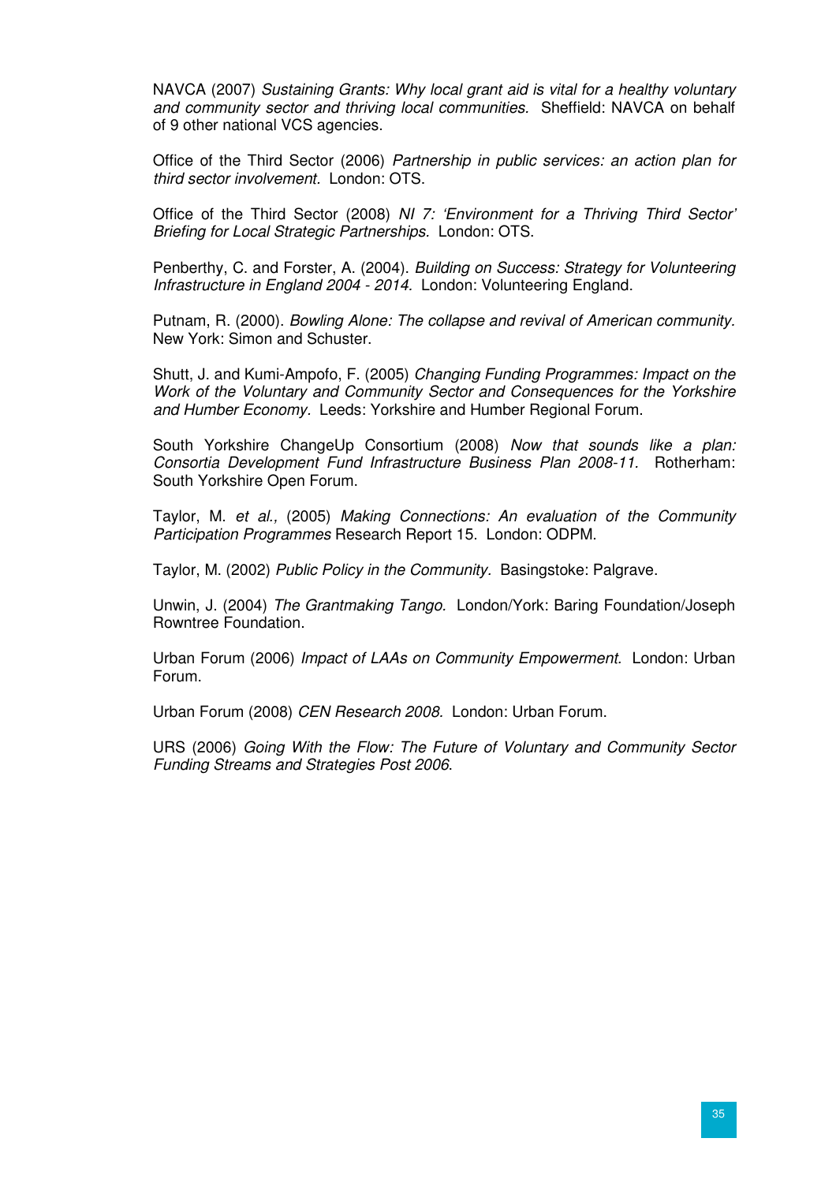NAVCA (2007) *Sustaining Grants: Why local grant aid is vital for a healthy voluntary and community sector and thriving local communities.* Sheffield: NAVCA on behalf of 9 other national VCS agencies.

Office of the Third Sector (2006) *Partnership in public services: an action plan for third sector involvement.* London: OTS.

Office of the Third Sector (2008) *NI 7: 'Environment for a Thriving Third Sector' Briefing for Local Strategic Partnerships.* London: OTS.

Penberthy, C. and Forster, A. (2004). *Building on Success: Strategy for Volunteering Infrastructure in England 2004 - 2014.* London: Volunteering England.

Putnam, R. (2000). *Bowling Alone: The collapse and revival of American community.* New York: Simon and Schuster.

Shutt, J. and Kumi-Ampofo, F. (2005) *Changing Funding Programmes: Impact on the Work of the Voluntary and Community Sector and Consequences for the Yorkshire and Humber Economy.* Leeds: Yorkshire and Humber Regional Forum.

South Yorkshire ChangeUp Consortium (2008) *Now that sounds like a plan: Consortia Development Fund Infrastructure Business Plan 2008-11.* Rotherham: South Yorkshire Open Forum.

Taylor, M. *et al.,* (2005) *Making Connections: An evaluation of the Community Participation Programmes* Research Report 15. London: ODPM.

Taylor, M. (2002) *Public Policy in the Community.* Basingstoke: Palgrave.

Unwin, J. (2004) *The Grantmaking Tango.* London/York: Baring Foundation/Joseph Rowntree Foundation.

Urban Forum (2006) *Impact of LAAs on Community Empowerment.* London: Urban Forum.

Urban Forum (2008) *CEN Research 2008.* London: Urban Forum.

URS (2006) *Going With the Flow: The Future of Voluntary and Community Sector Funding Streams and Strategies Post 2006.*